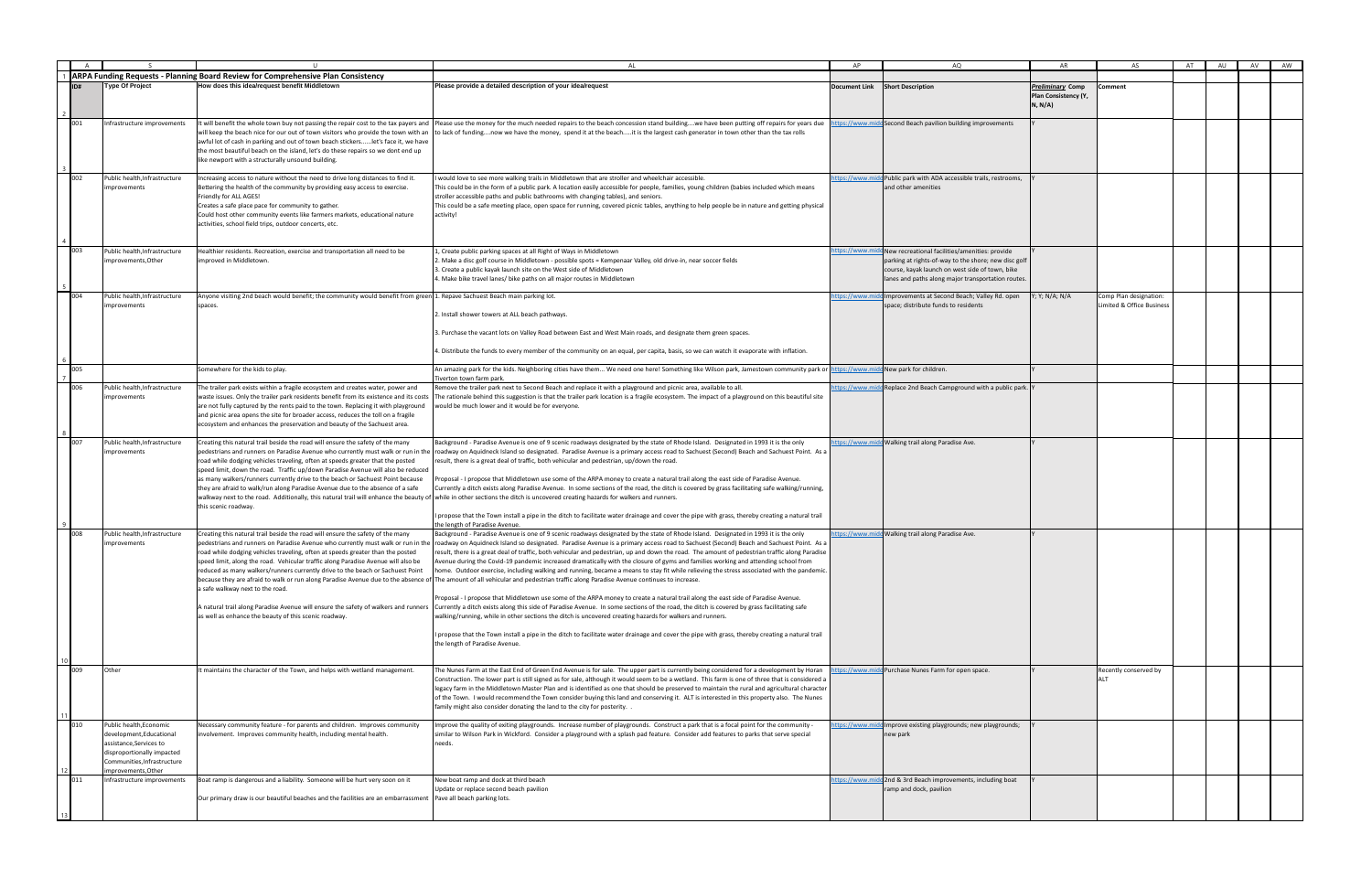# ARPA Funding Requests - Planning Board Review for Comprehensive Plan Consistency

| ID# | Type Of Project | How does this idea/request benefit Middletown | Please provide a detailed description of your idea/request | Document Link | Short Description | Preliminary Comp Plan Consistency (Y, N, N/A) | Comment |
|---|---|---|---|---|---|---|---|
| 001 | Infrastructure improvements | It will benefit the whole town buy not passing the repair cost to the tax payers and will keep the beach nice for our out of town visitors who provide the town with an awful lot of cash in parking and out of town beach stickers......let's face it, we have the most beautiful beach on the island, let's do these repairs so we dont end up like newport with a structurally unsound building. | Please use the money for the much needed repairs to the beach concession stand building....we have been putting off repairs for years due to lack of funding....now we have the money, spend it at the beach.....it is the largest cash generator in town other than the tax rolls | https://www.midd | Second Beach pavilion building improvements | Y | |
| 002 | Public health,Infrastructure improvements | Increasing access to nature without the need to drive long distances to find it. Bettering the health of the community by providing easy access to exercise. Friendly for ALL AGES! Creates a safe place pace for community to gather. Could host other community events like farmers markets, educational nature activities, school field trips, outdoor concerts, etc. | I would love to see more walking trails in Middletown that are stroller and wheelchair accessible. This could be in the form of a public park. A location easily accessible for people, families, young children (babies included which means stroller accessible paths and public bathrooms with changing tables), and seniors. This could be a safe meeting place, open space for running, covered picnic tables, anything to help people be in nature and getting physical activity! | https://www.midd | Public park with ADA accessible trails, restrooms, and other amenities | Y | |
| 003 | Public health,Infrastructure improvements,Other | Healthier residents. Recreation, exercise and transportation all need to be improved in Middletown. | 1, Create public parking spaces at all Right of Ways in Middletown 2. Make a disc golf course in Middletown - possible spots = Kempenaar Valley, old drive-in, near soccer fields 3. Create a public kayak launch site on the West side of Middletown 4. Make bike travel lanes/ bike paths on all major routes in Middletown | https://www.midd | New recreational facilities/amenities: provide parking at rights-of-way to the shore; new disc golf course, kayak launch on west side of town, bike lanes and paths along major transportation routes. | Y | |
| 004 | Public health,Infrastructure improvements | Anyone visiting 2nd beach would benefit; the community would benefit from green spaces. | 1. Repave Sachuest Beach main parking lot.<br><br>2. Install shower towers at ALL beach pathways.<br><br>3. Purchase the vacant lots on Valley Road between East and West Main roads, and designate them green spaces.<br><br>4. Distribute the funds to every member of the community on an equal, per capita, basis, so we can watch it evaporate with inflation. | https://www.midd | Improvements at Second Beach; Valley Rd. open space; distribute funds to residents | Y; Y; N/A; N/A | Comp Plan designation: Limited & Office Business |
| 005 | | Somewhere for the kids to play. | An amazing park for the kids. Neighboring cities have them... We need one here! Something like Wilson park, Jamestown community park or Tiverton town farm park. | https://www.midd | New park for children. | Y | |
| 006 | Public health,Infrastructure improvements | The trailer park exists within a fragile ecosystem and creates water, power and waste issues. Only the trailer park residents benefit from its existence and its costs are not fully captured by the rents paid to the town. Replacing it with playground and picnic area opens the site for broader access, reduces the toll on a fragile ecosystem and enhances the preservation and beauty of the Sachuest area. | Remove the trailer park next to Second Beach and replace it with a playground and picnic area, available to all. The rationale behind this suggestion is that the trailer park location is a fragile ecosystem. The impact of a playground on this beautiful site would be much lower and it would be for everyone. | https://www.midd | Replace 2nd Beach Campground with a public park. | Y | |
| 007 | Public health,Infrastructure improvements | Creating this natural trail beside the road will ensure the safety of the many pedestrians and runners on Paradise Avenue who currently must walk or run in the road while dodging vehicles traveling, often at speeds greater that the posted speed limit, down the road. Traffic up/down Paradise Avenue will also be reduced as many walkers/runners currently drive to the beach or Sachuest Point because they are afraid to walk/run along Paradise Avenue due to the absence of a safe walkway next to the road. Additionally, this natural trail will enhance the beauty of this scenic roadway. | Background - Paradise Avenue is one of 9 scenic roadways designated by the state of Rhode Island. Designated in 1993 it is the only roadway on Aquidneck Island so designated. Paradise Avenue is a primary access road to Sachuest (Second) Beach and Sachuest Point. As a result, there is a great deal of traffic, both vehicular and pedestrian, up/down the road.<br><br>Proposal - I propose that Middletown use some of the ARPA money to create a natural trail along the east side of Paradise Avenue. Currently a ditch exists along Paradise Avenue. In some sections of the road, the ditch is covered by grass facilitating safe walking/running, while in other sections the ditch is uncovered creating hazards for walkers and runners.<br><br>I propose that the Town install a pipe in the ditch to facilitate water drainage and cover the pipe with grass, thereby creating a natural trail the length of Paradise Avenue. | https://www.midd | Walking trail along Paradise Ave. | Y | |
| 008 | Public health,Infrastructure improvements | Creating this natural trail beside the road will ensure the safety of the many pedestrians and runners on Paradise Avenue who currently must walk or run in the road while dodging vehicles traveling, often at speeds greater than the posted speed limit, along the road. Vehicular traffic along Paradise Avenue will also be reduced as many walkers/runners currently drive to the beach or Sachuest Point because they are afraid to walk or run along Paradise Avenue due to the absence of a safe walkway next to the road.<br><br>A natural trail along Paradise Avenue will ensure the safety of walkers and runners as well as enhance the beauty of this scenic roadway. | Background - Paradise Avenue is one of 9 scenic roadways designated by the state of Rhode Island. Designated in 1993 it is the only roadway on Aquidneck Island so designated. Paradise Avenue is a primary access road to Sachuest (Second) Beach and Sachuest Point. As a result, there is a great deal of traffic, both vehicular and pedestrian, up and down the road. The amount of pedestrian traffic along Paradise Avenue during the Covid-19 pandemic increased dramatically with the closure of gyms and families working and attending school from home. Outdoor exercise, including walking and running, became a means to stay fit while relieving the stress associated with the pandemic. The amount of all vehicular and pedestrian traffic along Paradise Avenue continues to increase.<br><br>Proposal - I propose that Middletown use some of the ARPA money to create a natural trail along the east side of Paradise Avenue. Currently a ditch exists along this side of Paradise Avenue. In some sections of the road, the ditch is covered by grass facilitating safe walking/running, while in other sections the ditch is uncovered creating hazards for walkers and runners.<br><br>I propose that the Town install a pipe in the ditch to facilitate water drainage and cover the pipe with grass, thereby creating a natural trail the length of Paradise Avenue. | https://www.midd | Walking trail along Paradise Ave. | Y | |
| 009 | Other | It maintains the character of the Town, and helps with wetland management. | The Nunes Farm at the East End of Green End Avenue is for sale. The upper part is currently being considered for a development by Horan Construction. The lower part is still signed as for sale, although it would seem to be a wetland. This farm is one of three that is considered a legacy farm in the Middletown Master Plan and is identified as one that should be preserved to maintain the rural and agricultural character of the Town. I would recommend the Town consider buying this land and conserving it. ALT is interested in this property also. The Nunes family might also consider donating the land to the city for posterity. . | https://www.midd | Purchase Nunes Farm for open space. | Y | Recently conserved by ALT |
| 010 | Public health,Economic development,Educational assistance,Services to disproportionally impacted Communities,Infrastructure improvements,Other | Necessary community feature - for parents and children. Improves community involvement. Improves community health, including mental health. | Improve the quality of exiting playgrounds. Increase number of playgrounds. Construct a park that is a focal point for the community - similar to Wilson Park in Wickford. Consider a playground with a splash pad feature. Consider add features to parks that serve special needs. | https://www.midd | Improve existing playgrounds; new playgrounds; new park | Y | |
| 011 | Infrastructure improvements | Boat ramp is dangerous and a liability. Someone will be hurt very soon on it<br><br>Our primary draw is our beautiful beaches and the facilities are an embarrassment | New boat ramp and dock at third beach<br>Update or replace second beach pavilion<br>Pave all beach parking lots. | https://www.midd | 2nd & 3rd Beach improvements, including boat ramp and dock, pavilion | Y | |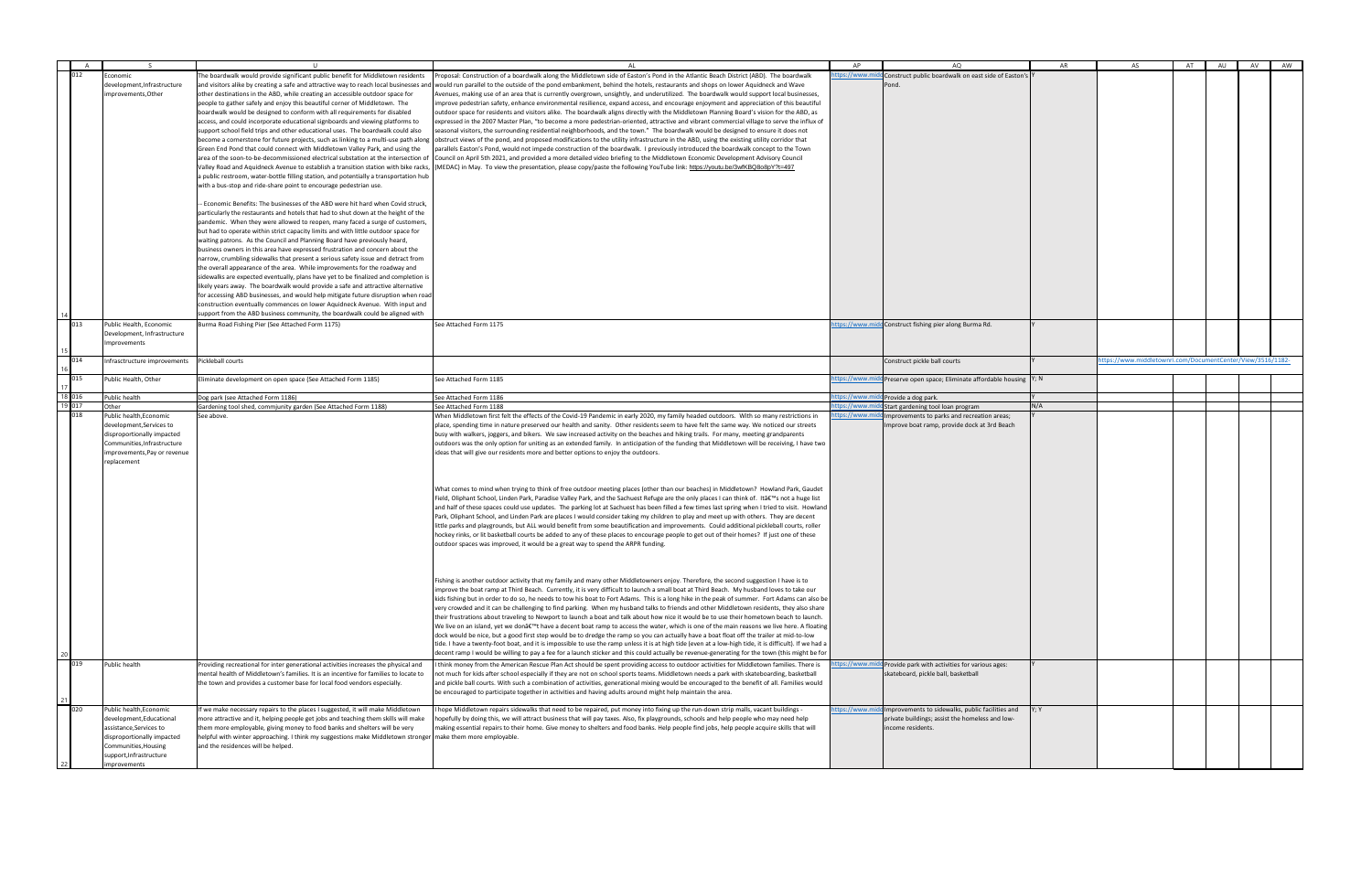| A | S | U | AL | AP | AQ | AR | AS | AT | AU | AV | AW |
|---|---|---|---|---|---|---|---|---|---|---|---|
| 012 | Economic development,Infrastructure improvements,Other | The boardwalk would provide significant public benefit for Middletown residents and visitors alike by creating a safe and attractive way to reach local businesses and other destinations in the ABD, while creating an accessible outdoor space for people to gather safely and enjoy this beautiful corner of Middletown. The boardwalk would be designed to conform with all requirements for disabled access, and could incorporate educational signboards and viewing platforms to support school field trips and other educational uses. The boardwalk could also become a cornerstone for future projects, such as linking to a multi-use path along Green End Pond that could connect with Middletown Valley Park, and using the area of the soon-to-be-decommissioned electrical substation at the intersection of Valley Road and Aquidneck Avenue to establish a transition station with bike racks, a public restroom, water-bottle filling station, and potentially a transportation hub with a bus-stop and ride-share point to encourage pedestrian use. -- Economic Benefits: The businesses of the ABD were hit hard when Covid struck, particularly the restaurants and hotels that had to shut down at the height of the pandemic. When they were allowed to reopen, many faced a surge of customers, but had to operate within strict capacity limits and with little outdoor space for waiting patrons. As the Council and Planning Board have previously heard, business owners in this area have expressed frustration and concern about the narrow, crumbling sidewalks that present a serious safety issue and detract from the overall appearance of the area. While improvements for the roadway and sidewalks are expected eventually, plans have yet to be finalized and completion is likely years away. The boardwalk would provide a safe and attractive alternative for accessing ABD businesses, and would help mitigate future disruption when road construction eventually commences on lower Aquidneck Avenue. With input and support from the ABD business community, the boardwalk could be aligned with | Proposal: Construction of a boardwalk along the Middletown side of Easton's Pond in the Atlantic Beach District (ABD). The boardwalk would run parallel to the outside of the pond embankment, behind the hotels, restaurants and shops on lower Aquidneck and Wave Avenues, making use of an area that is currently overgrown, unsightly, and underutilized. The boardwalk would support local businesses, improve pedestrian safety, enhance environmental resilience, expand access, and encourage enjoyment and appreciation of this beautiful outdoor space for residents and visitors alike. The boardwalk aligns directly with the Middletown Planning Board's vision for the ABD, as expressed in the 2007 Master Plan, "to become a more pedestrian-oriented, attractive and vibrant commercial village to serve the influx of seasonal visitors, the surrounding residential neighborhoods, and the town." The boardwalk would be designed to ensure it does not obstruct views of the pond, and proposed modifications to the utility infrastructure in the ABD, using the existing utility corridor that parallels Easton's Pond, would not impede construction of the boardwalk. I previously introduced the boardwalk concept to the Town Council on April 5th 2021, and provided a more detailed video briefing to the Middletown Economic Development Advisory Council (MEDAC) in May. To view the presentation, please copy/paste the following YouTube link: https://youtu.be/3wfKBQ8o8pY?t=497 | https://www.midd | Construct public boardwalk on east side of Easton's Pond. | Y | | | | | |
| 013 | Public Health, Economic Development, Infrastructure Improvements | Burma Road Fishing Pier (See Attached Form 1175) | See Attached Form 1175 | https://www.midd | Construct fishing pier along Burma Rd. | Y | | | | | |
| 014 | Infrastructure improvements | Pickleball courts | | | Construct pickle ball courts | Y | https://www.middletownri.com/DocumentCenter/View/3516/1182- | | | | |
| 015 | Public Health, Other | Eliminate development on open space (See Attached Form 1185) | See Attached Form 1185 | https://www.midd | Preserve open space; Eliminate affordable housing | Y; N | | | | | |
| 016 | Public health | Dog park (see Attached Form 1186) | See Attached Form 1186 | https://www.midd | Provide a dog park. | Y | | | | | |
| 017 | Other | Gardening tool shed, commjunity garden (See Attached Form 1188) | See Attached Form 1188 | https://www.midd | Start gardening tool loan program | N/A | | | | | |
| 018 | Public health,Economic development,Services to disproportionally impacted Communities,Infrastructure improvements,Pay or revenue replacement | See above. | When Middletown first felt the effects of the Covid-19 Pandemic in early 2020, my family headed outdoors. With so many restrictions in place, spending time in nature preserved our health and sanity. Other residents seem to have felt the same way. We noticed our streets busy with walkers, joggers, and bikers. We saw increased activity on the beaches and hiking trails. For many, meeting grandparents outdoors was the only option for uniting as an extended family. In anticipation of the funding that Middletown will be receiving, I have two ideas that will give our residents more and better options to enjoy the outdoors. What comes to mind when trying to think of free outdoor meeting places (other than our beaches) in Middletown? Howland Park, Gaudet Field, Oliphant School, Linden Park, Paradise Valley Park, and the Sachuest Refuge are the only places I can think of. Itâ€™s not a huge list and half of these spaces could use updates. The parking lot at Sachuest has been filled a few times last spring when I tried to visit. Howland Park, Oliphant School, and Linden Park are places I would consider taking my children to play and meet up with others. They are decent little parks and playgrounds, but ALL would benefit from some beautification and improvements. Could additional pickleball courts, roller hockey rinks, or lit basketball courts be added to any of these places to encourage people to get out of their homes? If just one of these outdoor spaces was improved, it would be a great way to spend the ARPR funding. Fishing is another outdoor activity that my family and many other Middletowners enjoy. Therefore, the second suggestion I have is to improve the boat ramp at Third Beach. Currently, it is very difficult to launch a small boat at Third Beach. My husband loves to take our kids fishing but in order to do so, he needs to tow his boat to Fort Adams. This is a long hike in the peak of summer. Fort Adams can also be very crowded and it can be challenging to find parking. When my husband talks to friends and other Middletown residents, they also share their frustrations about traveling to Newport to launch a boat and talk about how nice it would be to use their hometown beach to launch. We live on an island, yet we donâ€™t have a decent boat ramp to access the water, which is one of the main reasons we live here. A floating dock would be nice, but a good first step would be to dredge the ramp so you can actually have a boat float off the trailer at mid-to-low tide. I have a twenty-foot boat, and it is impossible to use the ramp unless it is at high tide (even at a low-high tide, it is difficult). If we had a decent ramp I would be willing to pay a fee for a launch sticker and this could actually be revenue-generating for the town (this might be for | https://www.midd | Improvements to parks and recreation areas; Improve boat ramp, provide dock at 3rd Beach | Y | | | | | |
| 019 | Public health | Providing recreational for inter generational activities increases the physical and mental health of Middletown's families. It is an incentive for families to locate to the town and provides a customer base for local food vendors especially. | I think money from the American Rescue Plan Act should be spent providing access to outdoor activities for Middletown families. There is not much for kids after school especially if they are not on school sports teams. Middletown needs a park with skateboarding, basketball and pickle ball courts. With such a combination of activities, generational mixing would be encouraged to the benefit of all. Families would be encouraged to participate together in activities and having adults around might help maintain the area. | https://www.midd | Provide park with activities for various ages: skateboard, pickle ball, basketball | Y | | | | | |
| 020 | Public health,Economic development,Educational assistance,Services to disproportionally impacted Communities,Housing support,Infrastructure improvements | If we make necessary repairs to the places I suggested, it will make Middletown more attractive and it, helping people get jobs and teaching them skills will make them more employable, giving money to food banks and shelters will be very helpful with winter approaching. I think my suggestions make Middletown stronger and the residences will be helped. | I hope Middletown repairs sidewalks that need to be repaired, put money into fixing up the run-down strip malls, vacant buildings - hopefully by doing this, we will attract business that will pay taxes. Also, fix playgrounds, schools and help people who may need help making essential repairs to their home. Give money to shelters and food banks. Help people find jobs, help people acquire skills that will make them more employable. | https://www.midd | Improvements to sidewalks, public facilities and private buildings; assist the homeless and low-income residents. | Y; Y | | | | | |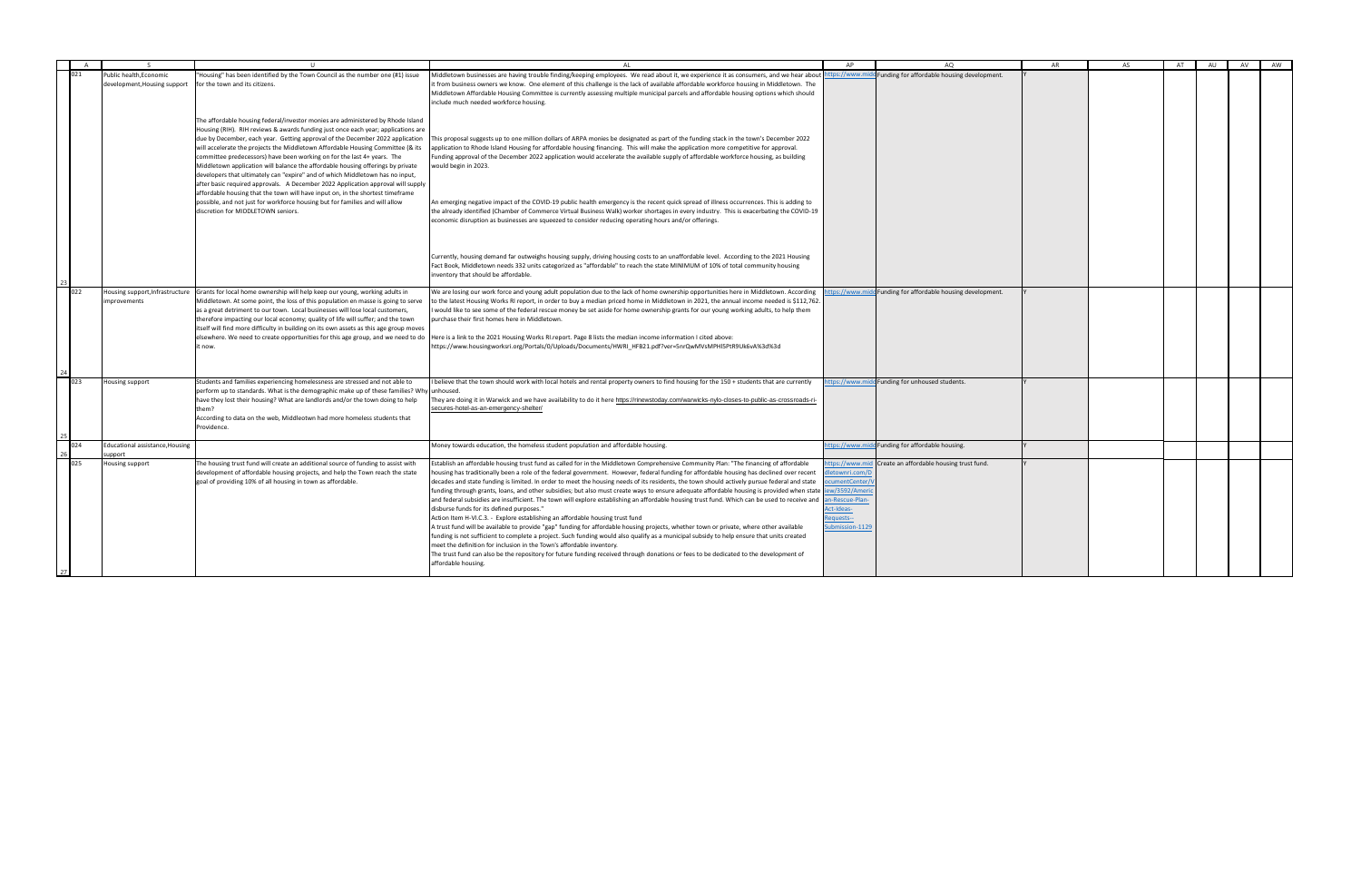| | A | S | U | AL | AP | AQ | AR | AS | AT | AU | AV | AW |
|---|---|---|---|---|---|---|---|---|---|---|---|---|
| 23 | 021 | Public health,Economic development,Housing support | "Housing" has been identified by the Town Council as the number one (#1) issue for the town and its citizens.<br><br>The affordable housing federal/investor monies are administered by Rhode Island Housing (RIH). RIH reviews & awards funding just once each year; applications are due by December, each year. Getting approval of the December 2022 application will accelerate the projects the Middletown Affordable Housing Committee (& its committee predecessors) have been working on for the last 4+ years. The Middletown application will balance the affordable housing offerings by private developers that ultimately can "expire" and of which Middletown has no input, after basic required approvals. A December 2022 Application approval will supply affordable housing that the town will have input on, in the shortest timeframe possible, and not just for workforce housing but for families and will allow discretion for MIDDLETOWN seniors. | Middletown businesses are having trouble finding/keeping employees. We read about it, we experience it as consumers, and we hear about it from business owners we know. One element of this challenge is the lack of available affordable workforce housing in Middletown. The Middletown Affordable Housing Committee is currently assessing multiple municipal parcels and affordable housing options which should include much needed workforce housing.<br><br>This proposal suggests up to one million dollars of ARPA monies be designated as part of the funding stack in the town's December 2022 application to Rhode Island Housing for affordable housing financing. This will make the application more competitive for approval. Funding approval of the December 2022 application would accelerate the available supply of affordable workforce housing, as building would begin in 2023.<br><br>An emerging negative impact of the COVID-19 public health emergency is the recent quick spread of illness occurrences. This is adding to the already identified (Chamber of Commerce Virtual Business Walk) worker shortages in every industry. This is exacerbating the COVID-19 economic disruption as businesses are squeezed to consider reducing operating hours and/or offerings.<br><br>Currently, housing demand far outweighs housing supply, driving housing costs to an unaffordable level. According to the 2021 Housing Fact Book, Middletown needs 332 units categorized as "affordable" to reach the state MINIMUM of 10% of total community housing inventory that should be affordable. | https://www.midd | Funding for affordable housing development. | Y | | | | | |
| 24 | 022 | Housing support,Infrastructure improvements | Grants for local home ownership will help keep our young, working adults in Middletown. At some point, the loss of this population en masse is going to serve as a great detriment to our town. Local businesses will lose local customers, therefore impacting our local economy; quality of life will suffer; and the town itself will find more difficulty in building on its own assets as this age group moves elsewhere. We need to create opportunities for this age group, and we need to do it now. | We are losing our work force and young adult population due to the lack of home ownership opportunities here in Middletown. According to the latest Housing Works RI report, in order to buy a median priced home in Middletown in 2021, the annual income needed is $112,762. I would like to see some of the federal rescue money be set aside for home ownership grants for our young working adults, to help them purchase their first homes here in Middletown.<br><br>Here is a link to the 2021 Housing Works RI.report. Page 8 lists the median income information I cited above:<br>https://www.housingworksri.org/Portals/0/Uploads/Documents/HWRI_HFB21.pdf?ver=5nrQwMVsMPHI5PtR9Uk6vA%3d%3d | https://www.midd | Funding for affordable housing development. | Y | | | | | |
| 25 | 023 | Housing support | Students and families experiencing homelessness are stressed and not able to perform up to standards. What is the demographic make up of these families? Why have they lost their housing? What are landlords and/or the town doing to help them?<br>According to data on the web, Middleotwn had more homeless students that Providence. | I believe that the town should work with local hotels and rental property owners to find housing for the 150 + students that are currently unhoused.<br>They are doing it in Warwick and we have availability to do it here https://rinewstoday.com/warwicks-nylo-closes-to-public-as-crossroads-ri-secures-hotel-as-an-emergency-shelter/ | https://www.midd | Funding for unhoused students. | Y | | | | | |
| 26 | 024 | Educational assistance,Housing support | | Money towards education, the homeless student population and affordable housing. | https://www.midd | Funding for affordable housing. | Y | | | | | |
| 27 | 025 | Housing support | The housing trust fund will create an additional source of funding to assist with development of affordable housing projects, and help the Town reach the state goal of providing 10% of all housing in town as affordable. | Establish an affordable housing trust fund as called for in the Middletown Comprehensive Community Plan: "The financing of affordable housing has traditionally been a role of the federal government. However, federal funding for affordable housing has declined over recent decades and state funding is limited. In order to meet the housing needs of its residents, the town should actively pursue federal and state funding through grants, loans, and other subsidies; but also must create ways to ensure adequate affordable housing is provided when state and federal subsidies are insufficient. The town will explore establishing an affordable housing trust fund. Which can be used to receive and disburse funds for its defined purposes."<br>Action Item H-VI.C.3. - Explore establishing an affordable housing trust fund<br>A trust fund will be available to provide "gap" funding for affordable housing projects, whether town or private, where other available funding is not sufficient to complete a project. Such funding would also qualify as a municipal subsidy to help ensure that units created meet the definition for inclusion in the Town's affordable inventory.<br>The trust fund can also be the repository for future funding received through donations or fees to be dedicated to the development of affordable housing. | https://www.middletownri.com/DocumentCenter/View/3592/American-Rescue-Plan-Act-Ideas-Requests--Submission-1129 | Create an affordable housing trust fund. | Y | | | | | |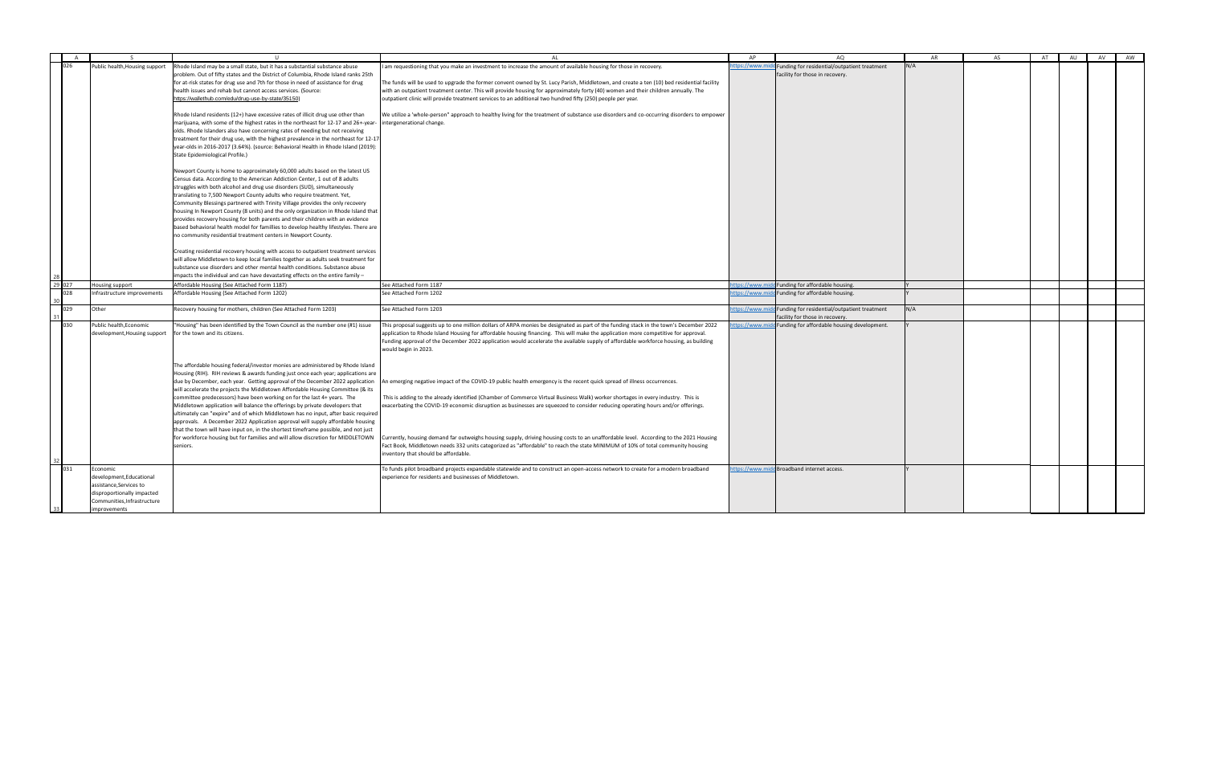| A | S | U | AL | AP | AQ | AR | AS | AT | AU | AV | AW |
|---|---|---|---|---|---|---|---|---|---|---|---|
| 026 | Public health,Housing support | Rhode Island may be a small state, but it has a substantial substance abuse problem. Out of fifty states and the District of Columbia, Rhode Island ranks 25th for at-risk states for drug use and 7th for those in need of assistance for drug health issues and rehab but cannot access services. (Source: https://wallethub.com/edu/drug-use-by-state/35150)<br><br>Rhode Island residents (12+) have excessive rates of illicit drug use other than marijuana, with some of the highest rates in the northeast for 12-17 and 26+-year-olds. Rhode Islanders also have concerning rates of needing but not receiving treatment for their drug use, with the highest prevalence in the northeast for 12-17 year-olds in 2016-2017 (3.64%). (source: Behavioral Health in Rhode Island (2019): State Epidemiological Profile.)<br><br>Newport County is home to approximately 60,000 adults based on the latest US Census data. According to the American Addiction Center, 1 out of 8 adults struggles with both alcohol and drug use disorders (SUD), simultaneously translating to 7,500 Newport County adults who require treatment. Yet, Community Blessings partnered with Trinity Village provides the only recovery housing in Newport County (8 units) and the only organization in Rhode Island that provides recovery housing for both parents and their children with an evidence based behavioral health model for famillies to develop healthy lifestyles. There are no community residential treatment centers in Newport County.<br><br>Creating residential recovery housing with access to outpatient treatment services will allow Middletown to keep local families together as adults seek treatment for substance use disorders and other mental health conditions. Substance abuse impacts the individual and can have devastating effects on the entire family – | I am requestioning that you make an investment to increase the amount of available housing for those in recovery.<br><br>The funds will be used to upgrade the former convent owned by St. Lucy Parish, Middletown, and create a ten (10) bed residential facility with an outpatient treatment center. This will provide housing for approximately forty (40) women and their children annually. The outpatient clinic will provide treatment services to an additional two hundred fifty (250) people per year.<br><br>We utilize a 'whole-person" approach to healthy living for the treatment of substance use disorders and co-occurring disorders to empower intergenerational change. | https://www.midd | Funding for residential/outpatient treatment facility for those in recovery. | N/A | | | | | |
| 027 | Housing support | Affordable Housing (See Attached Form 1187) | See Attached Form 1187 | https://www.midd | Funding for affordable housing. | Y | | | | | |
| 028 | Infrastructure improvements | Affordable Housing (See Attached Form 1202) | See Attached Form 1202 | https://www.midd | Funding for affordable housing. | Y | | | | | |
| 029 | Other | Recovery housing for mothers, children (See Attached Form 1203) | See Attached Form 1203 | https://www.midd | Funding for residential/outpatient treatment facility for those in recovery. | N/A | | | | | |
| 030 | Public health,Economic development,Housing support | "Housing" has been identified by the Town Council as the number one (#1) issue for the town and its citizens.<br><br>The affordable housing federal/investor monies are administered by Rhode Island Housing (RIH). RIH reviews & awards funding just once each year; applications are due by December, each year. Getting approval of the December 2022 application will accelerate the projects the Middletown Affordable Housing Committee (& its committee predecessors) have been working on for the last 4+ years. The Middletown application will balance the offerings by private developers that ultimately can "expire" and of which Middletown has no input, after basic required approvals. A December 2022 Application approval will supply affordable housing that the town will have input on, in the shortest timeframe possible, and not just for workforce housing but for families and will allow discretion for MIDDLETOWN seniors. | This proposal suggests up to one million dollars of ARPA monies be designated as part of the funding stack in the town's December 2022 application to Rhode Island Housing for affordable housing financing. This will make the application more competitive for approval. Funding approval of the December 2022 application would accelerate the available supply of affordable workforce housing, as building would begin in 2023.<br><br>An emerging negative impact of the COVID-19 public health emergency is the recent quick spread of illness occurrences.<br><br>This is adding to the already identified (Chamber of Commerce Virtual Business Walk) worker shortages in every industry. This is exacerbating the COVID-19 economic disruption as businesses are squeezed to consider reducing operating hours and/or offerings.<br><br>Currently, housing demand far outweighs housing supply, driving housing costs to an unaffordable level. According to the 2021 Housing Fact Book, Middletown needs 332 units categorized as "affordable" to reach the state MINIMUM of 10% of total community housing inventory that should be affordable. | https://www.midd | Funding for affordable housing development. | Y | | | | | |
| 031 | Economic development,Educational assistance,Services to disproportionally impacted Communities,Infrastructure improvements | | To funds pilot broadband projects expandable statewide and to construct an open-access network to create for a modern broadband experience for residents and businesses of Middletown. | https://www.midd | Broadband internet access. | Y | | | | | |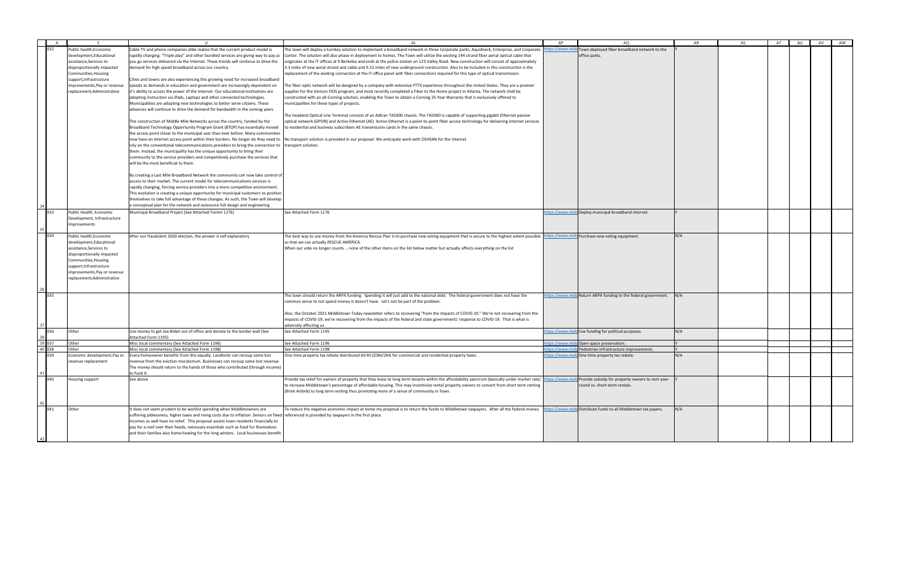| A | S | U | AL | AP | AQ | AR | AS | AT | AU | AV | AW |
|---|---|---|---|---|---|---|---|---|---|---|---|
| 032 | Public health,Economic development,Educational assistance,Services to disproportionally impacted Communities,Housing support,Infrastructure improvements,Pay or revenue replacement,Administrative | Cable TV and phone companies alike realize that the current product model is rapidly changing. "Triple play" and other bundled services are giving way to pay as you go services delivered via the Internet. These trends will continue to drive the demand for high speed broadband across our country.<br><br>Cities and towns are also experiencing this growing need for increased broadband speeds as demands in education and government are increasingly dependent on it's ability to access the power of the Internet. Our educational institutions are adopting instruction via iPads, Laptops and other connected technologies. Municipalities are adopting new technologies to better serve citizens. These advances will continue to drive the demand for bandwidth in the coming years.<br><br>The construction of Middle Mile Networks across the country, funded by the Broadband Technology Opportunity Program Grant (BTOP) has essentially moved the access point closer to the municipal user than ever before. Many communities now have an internet access point within their borders. No longer do they need to rely on the conventional telecommunications providers to bring the connection to them. Instead, the municipality has the unique opportunity to bring their community to the service providers and competitively purchase the services that will be the most beneficial to them.<br><br>By creating a Last Mile Broadband Network the community can now take control of access to their market. The current model for telecommunications services is rapidly changing, forcing service providers into a more competitive environment. This evolution is creating a unique opportunity for municipal customers to position themselves to take full advantage of these changes. As such, the Town will develop a conceptual plan for the network and outsource full design and engineering | The town will deploy a turnkey solution to implement a broadband network in three Corporate parks; Aquidneck, Enterprise, and Corporate Center. The solution will also phase in deployment to homes. The Town will utilize the existing 144 strand fiber aerial optical cable that originates at the IT offices at 9 Berkeley and ends at the police station on 123 Valley Road. New construction will consist of approximately 3.3 miles of new aerial strand and cable and 0.52 miles of new underground construction. Also to be included in this construction is the replacement of the existing connectors at the IT office panel with fiber connections required for this type of optical transmission.<br><br>The fiber optic network will be designed by a company with extensive FTTX experience throughout the United States. They are a premier supplier for the Verizon FIOS program, and most recently completed a Fiber to the Home project in Atlanta. The network shall be constructed with an all-Corning solution, enabling the Town to obtain a Corning 25 Year Warranty that is exclusively offered to municipalities for these types of projects.<br><br>The headend Optical Line Terminal consists of an Adtran TA5000 chassis. The TA5000 is capable of supporting gigabit Ethernet passive optical network (GPON) and Active Ethernet (AE). Active Ethernet is a point-to-point fiber access technology for delivering Internet services to residential and business subscribers AE transmission cards in the same chassis.<br><br>No transport solution is provided in our proposal. We anticipate work with OSHEAN for the Internet transport solution. | https://www.midd | Town-deployed fiber broadband network to the office parks. | Y | | | | | |
| 033 | Public Health, Economic Development, Infrastructure Improvements | Municipal Broadband Project (See Attached Formn 1176) | See Attached Form 1176 | https://www.midd | Deploy municipal broadband internet. | Y | | | | | |
| 034 | Public health,Economic development,Educational assistance,Services to disproportionally impacted Communities,Housing support,Infrastructure improvements,Pay or revenue replacement,Administrative | After our fraudulent 2020 election, the answer is self explanatory | The best way to use money from the America Rescue Plan is to purchase new voting equipment that is secure to the highest extent possible so that we can actually RESCUE AMERICA.<br>When our vote no longer counts ... none of the other items on the list below matter but actually affects everything on the list | https://www.midd | Purchase new voting equipment. | N/A | | | | | |
| 035 | | | The town should return the ARPA funding. Spending it will just add to the national debt. The federal government does not have the common sense to not spend money it doesn't have. Let's not be part of the problem.<br><br>Also, the October 2021 Middletown Today newsletter refers to recovering "from the impacts of COVID-19." We're not recovering from the impacts of COVID-19, we're recovering from the impacts of the federal and state governments' response to COVID-19. That is what is adversely affecting us. | https://www.midd | Return ARPA funding to the federal government. | N/A | | | | | |
| 036 | Other | Use money to get Joe Biden out of office and donate to the border wall (See Attached Form 1195) | See Attached Form 1195 | https://www.midd | Use funding for political purposes. | N/A | | | | | |
| 037 | Other | Misc local commentary (See Attached Form 1196) | See Attached Form 1196 | https://www.midd | Open space preservation. | Y | | | | | |
| 038 | Other | Misc local commentary (See Attached Form 1198) | See Attached Form 1198 | https://www.midd | Pedestrian infrastructure improvements. | Y | | | | | |
| 039 | Economic development,Pay or revenue replacement | Every homeowner benefits from this equally. Landlords can recoup some lost revenue from the eviction moratorium. Businesses can recoup some lost revenue. The money should return to the hands of those who contributed (through income) to fund it. | One-time property tax rebate distributed 60:40 ($3M/2M) for commercial and residential property taxes. | https://www.midd | One-time property tax rebate. | N/A | | | | | |
| 040 | Housing support | See above | Provide tax relief for owners of property that they lease to long term tenants within the affordability spectrum (basically under market rate) to increase Middletown's percentage of affordable housing. This may incentivize rental property owners to convert from short term renting (think Airbnb) to long term renting thus promoting more of a sense of community in Town. | https://www.midd | Provide subsidy for property owners to rent year-round vs. short-term rentals. | Y | | | | | |
| 041 | Other | It does not seem prudent to be wishlist spending when Middletowners are suffering joblessness, higher taxes and rising costs due to inflation. Seniors on fixed incomes as well have no relief. This proposal assists town residents financially to pay for a roof over their heads, necessary essentials such as food for themselves and their families also home heating for the long winters. Local businesses benefit. | To reduce the negative economic impact at home my proposal is to return the funds to Middletown taxpayers. After all the federal money referenced is provided by taxpayers in the first place. | https://www.midd | Distribute funds to all Middletown tax payers. | N/A | | | | | |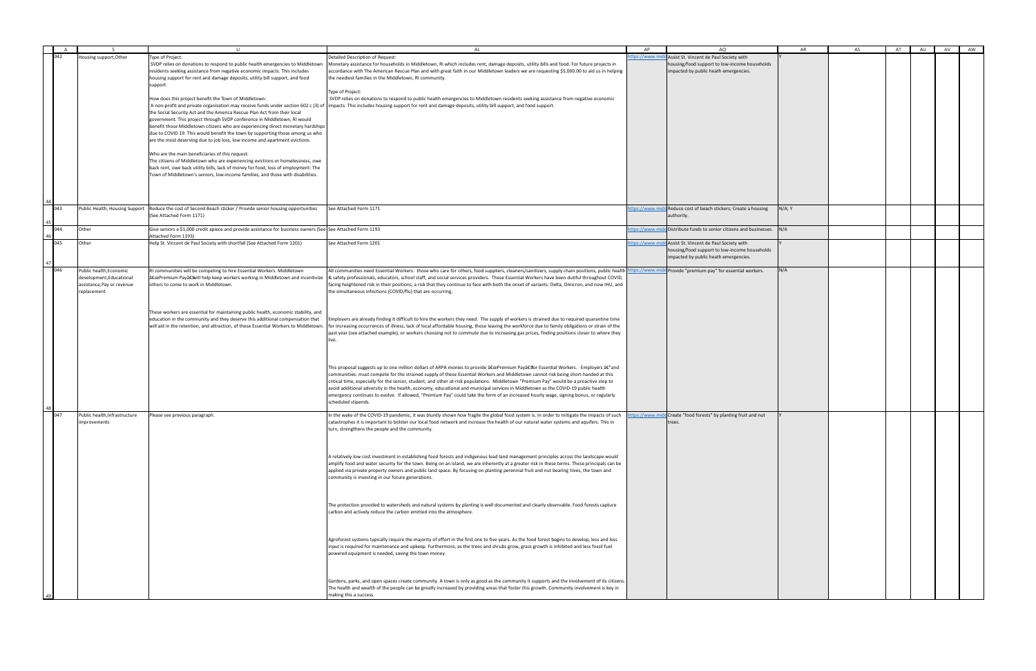| A | S | U | AL | AP | AQ | AR | AS | AT | AU | AV | AW |
|---|---|---|---|---|---|---|---|---|---|---|---|
| 042 | Housing support,Other | Type of Project:<br>SVDP relies on donations to respond to public health emergencies to Middletown residents seeking assistance from negative economic impacts. This includes housing support for rent and damage deposits, utility bill support, and food support.<br><br>How does this project benefit the Town of Middletown:<br>A non-profit and private organization may receive funds under section 602 c (3) of the Social Security Act and the America Rescue Plan Act from their local government. This project through SVDP conference in Middletown, RI would benefit those Middletown citizens who are experiencing direct monetary hardships due to COVID 19. This would benefit the town by supporting those among us who are the most deserving due to job loss, low income and apartment evictions.<br><br>Who are the main beneficiaries of this request:<br>The citizens of Middletown who are experiencing evictions or homelessness, owe back rent, owe back utility bills, lack of money for food, loss of employment: The Town of Middletown's seniors, low-income families, and those with disabilities. | Detailed Description of Request:<br>Monetary assistance for households in Middletown, RI which includes rent, damage deposits, utility bills and food. For future projects in accordance with The American Rescue Plan and with great faith in our Middletown leaders we are requesting $5,000.00 to aid us in helping the neediest families in the Middletown, RI community.<br><br>Type of Project:<br>SVDP relies on donations to respond to public health emergencies to Middletown residents seeking assistance from negative economic impacts. This includes housing support for rent and damage deposits, utility bill support, and food support. | https://www.midd | Assist St. Vincent de Paul Society with housing/food support to low-income households impacted by public heath emergencies. | Y | | | | | |
| 043 | Public Health, Housing Support | Reduce the cost of Second Beach sticker / Provide senior housing opportunities (See Attached Form 1171) | See Attached Form 1171 | https://www.midd | Reduce cost of beach stickers; Create a housing authority. | N/A; Y | | | | | |
| 044 | Other | Give seniors a $1,000 credit apiece and provide assistance for business owners (See Attached Form 1193) | See Attached Form 1193 | https://www.midd | Distribute funds to senior citizens and businesses. | N/A | | | | | |
| 045 | Other | Help St. Vincent de Paul Society with shortfall (See Attached Form 1201) | See Attached Form 1201 | https://www.midd | Assist St. Vincent de Paul Society with housing/food support to low-income households impacted by public heath emergencies. | Y | | | | | |
| 046 | Public health,Economic development,Educational assistance,Pay or revenue replacement | RI communities will be competing to hire Essential Workers. Middletown â€œPremium Payâ€will help keep workers working in Middletown and incentivize others to come to work in Middletown.<br><br>These workers are essential for maintaining public health, economic stability, and education in the community and they deserve this additional compensation that will aid in the retention, and attraction, of these Essential Workers to Middletown. | All communities need Essential Workers: those who care for others, food suppliers, cleaners/sanitizers, supply chain positions, public health & safety professionals, educators, school staff, and social services providers. These Essential Workers have been dutiful throughout COVID, facing heightened risk in their positions, a risk that they continue to face with both the onset of variants: Delta, Omicron, and now IHU, and the simultaneous infections (COVID/flu) that are occurring.<br><br>Employers are already finding it difficult to hire the workers they need. The supply of workers is strained due to required quarantine time for increasing occurrences of illness, lack of local affordable housing, those leaving the workforce due to family obligations or strain of the past year (see attached example), or workers choosing not to commute due to increasing gas prices, finding positions closer to where they live.<br><br>This proposal suggests up to one million dollars of ARPA monies to provide â€œPremium Payâ€for Essential Workers. Employers â€"and communities- must compete for the strained supply of these Essential Workers and Middletown cannot risk being short-handed at this critical time, especially for the senior, student, and other at-risk populations. Middletown "Premium Pay" would be a proactive step to avoid additional adversity in the health, economy, educational and municipal services in Middletown as the COVID-19 public health emergency continues to evolve. If allowed, "Premium Pay" could take the form of an increased hourly wage, signing bonus, or regularly scheduled stipends. | https://www.midd | Provide "premium pay" for essential workers. | N/A | | | | | |
| 047 | Public health,Infrastructure improvements | Please see previous paragraph. | In the wake of the COVID-19 pandemic, it was bluntly shown how fragile the global food system is. In order to mitigate the impacts of such catastrophes it is important to bolster our local food network and increase the health of our natural water systems and aquifers. This in turn, strengthens the people and the community.<br><br>A relatively low cost investment in establishing food forests and indigenous lead land management principles across the landscape would amplify food and water security for the town. Being on an island, we are inherently at a greater risk in these terms. These principals can be applied via private property owners and public land space. By focusing on planting perennial fruit and nut bearing trees, the town and community is investing in our future generations.<br><br>The protection provided to watersheds and natural systems by planting is well documented and clearly observable. Food forests capture carbon and actively reduce the carbon emitted into the atmosphere.<br><br>Agroforest systems typically require the majority of effort in the first one to five years. As the food forest begins to develop, less and less input is required for maintenance and upkeep. Furthermore, as the trees and shrubs grow, grass growth is inhibited and less fossil fuel powered equipment is needed, saving the town money.<br><br>Gardens, parks, and open spaces create community. A town is only as good as the community it supports and the involvement of its citizens. The health and wealth of the people can be greatly increased by providing areas that foster this growth. Community involvement is key in making this a success. | https://www.midd | Create "food forests" by planting fruit and nut trees. | Y | | | | | |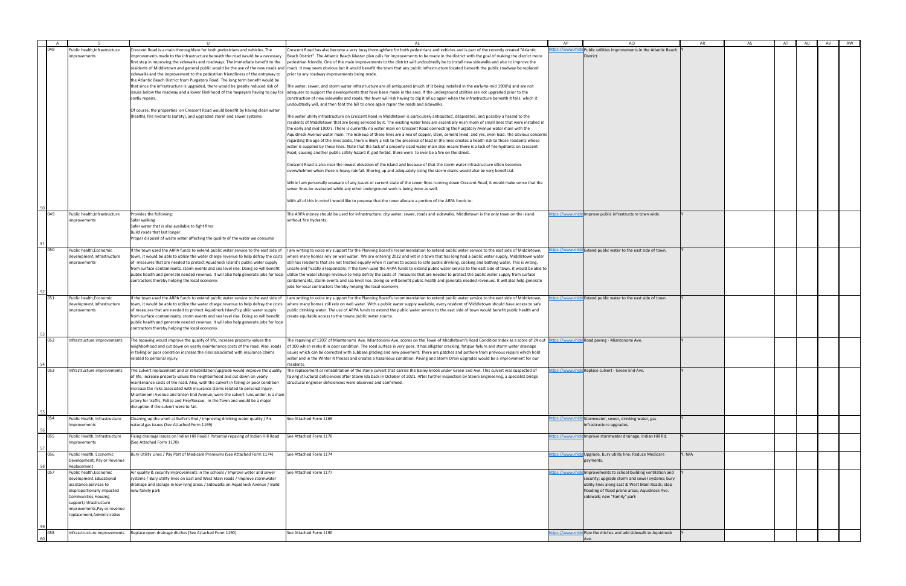| A | S | U | AL | AP | AQ | AR | AS | AT | AU | AV | AW |
|---|---|---|---|---|---|---|---|---|---|---|---|
| 048 | Public health,Infrastructure improvements | Crescent Road is a main thoroughfare for both pedestrians and vehicles. The improvements made to the infrastructure beneath the road would be a necessary first step in improving the sidewalks and roadways. The immediate benefit to the residents of Middletown and general public would be the use of the new roads and sidewalks and the improvement to the pedestrian friendliness of the entryway to the Atlantic Beach District from Purgatory Road. The long term benefit would be that since the infrastructure is upgraded, there would be greatly reduced risk of issues below the roadway and a lower likelihood of the taxpayers having to pay for costly repairs.<br><br>Of course, the properties on Crescent Road would benefit by having clean water (health), fire hydrants (safety), and upgraded storm and sewer systems. | Crescent Road has also become a very busy thoroughfare for both pedestrians and vehicles and is part of the recently created "Atlantic Beach District". The Atlantic Beach Master plan calls for improvements to be made in the district with the goal of making the district more pedestrian friendly. One of the main improvements to the district will undoubtedly be to install new sidewalks and also to improve the roads. It may seem obvious but it would benefit the town that any public infrastructure located beneath the public roadway be replaced prior to any roadway improvements being made.<br><br>The water, sewer, and storm water infrastructure are all antiquated (much of it being installed in the early-to-mid 1900's) and are not adequate to support the developments that have been made in the area. If the underground utilities are not upgraded prior to the construction of new sidewalks and roads, the town will risk having to dig it all up again when the infrastructure beneath it fails, which it undoubtedly will, and then foot the bill to once again repair the roads and sidewalks.<br><br>The water utility infrastructure on Crescent Road in Middletown is particularly antiquated, dilapidated, and possibly a hazard to the residents of Middletown that are being serviced by it. The existing water lines are essentially mish mosh of small lines that were installed in the early and mid 1900's. There is currently no water main on Crescent Road connecting the Purgatory Avenue water main with the Aquidneck Avenue water main. The makeup of these lines are a mix of copper, steel, cement lined, and yes, even lead. The obvious concerns regarding the age of the lines aside, there is likely a risk to the presence of lead in the lines creates a health risk to those residents whose water is supplied by these lines. Note that the lack of a properly sized water main also means there is a lack of fire hydrants on Crescent Road, causing another public safety hazard if, god forbid, there were to ever be a fire on the street.<br><br>Crescent Road is also near the lowest elevation of the island and because of that the storm water infrastructure often becomes overwhelmed when there is heavy rainfall. Shoring up and adequately sizing the storm drains would also be very beneficial.<br><br>While I am personally unaware of any issues or current state of the sewer lines running down Crescent Road, it would make sense that the sewer lines be evaluated while any other underground work is being done as well.<br><br>With all of this in mind I would like to propose that the town allocate a portion of the ARPA funds to: | https://www.midd | Public utilities improvements in the Atlantic Beach District. | Y | | | | | |
| 049 | Public health,Infrastructure improvements | Provides the following:<br>Safer walking<br>Safer water that is also available to fight fires<br>Build roads that last longer<br>Proper disposal of waste water affecting the quality of the water we consume | The ARPA money should be used for infrastructure: city water, sewer, roads and sidewalks. Middletown is the only town on the island without fire hydrants. | https://www.midd | Improve public infrastructure town wide. | Y | | | | | |
| 050 | Public health,Economic development,Infrastructure improvements | If the town used the ARPA funds to extend public water service to the east side of town, it would be able to utilize the water charge revenue to help defray the costs of measures that are needed to protect Aquidneck Island's public water supply from surface contaminants, storm events and sea level rise. Doing so will benefit public health and generate needed revenue. It will also help generate jobs for local contractors thereby helping the local economy. | I am writing to voice my support for the Planning Board's recommendation to extend public water service to the east side of Middletown, where many homes rely on well water. We are entering 2022 and yet in a town that has long had a public water supply, Middletown water still has residents that are not treated equally when it comes to access to safe public drinking, cooking and bathing water. This is wrong, unsafe and fiscally irresponsible. If the town used the ARPA funds to extend public water service to the east side of town, it would be able to utilize the water charge revenue to help defray the costs of measures that are needed to protect the public water supply from surface contaminants, storm events and sea level rise. Doing so will benefit public health and generate needed revenues. It will also help generate jobs for local contractors thereby helping the local economy. | https://www.midd | Extend public water to the east side of town. | Y | | | | | |
| 051 | Public health,Economic development,Infrastructure improvements | If the town used the ARPA funds to extend public water service to the east side of town, it would be able to utilize the water charge revenue to help defray the costs of measures that are needed to protect Aquidneck Island's public water supply from surface contaminants, storm events and sea level rise. Doing so will benefit public health and generate needed revenue. It will also help generate jobs for local contractors thereby helping the local economy. | I am writing to voice my support for the Planning Board's recommendation to extend public water service to the east side of Middletown, where many homes still rely on well water. With a public water supply available, every resident of Middletown should have access to safe public drinking water. The use of ARPA funds to extend the public water service to the east side of town would benefit public health and create equitable access to the towns public water source. | https://www.midd | Extend public water to the east side of town. | Y | | | | | |
| 052 | Infrastructure improvements | The repaving would improve the quality of life, increase property values the neighborhood and cut down on yearly maintenance costs of the road. Also, roads in failing or poor condition increase the risks associated with insurance claims related to personal injury. | The repaving of 1205' of Miantonomi Ave. Miantonomi Ave. scores on the Town of Middletown's Road Condition Index as a score of 24 out of 100 which ranks it in poor condition. The road surface is very poor. It has alligator cracking, fatigue failure and storm water drainage issues which can be corrected with subbase grading and new pavement. There are patches and pothole from previous repairs which hold water and in the Winter it freezes and creates a hazardous condition. Paving and Storm Drain upgrades would be a improvement for our residents. | https://www.midd | Road paving - Miantonomi Ave. | Y | | | | | |
| 053 | Infrastructure improvements | The culvert replacement and or rehabilitation/upgrade would improve the quality of life, increase property values the neighborhood and cut down on yearly maintenance costs of the road. Also, with the culvert in failing or poor condition increase the risks associated with insurance claims related to personal injury. Miantonomi Avenue and Green End Avenue, were the culvert runs under, is a main artery for traffic, Police and Fire/Rescue, in the Town and would be a major disruption if the culvert were to fail. | The replacement or rehabilitation of the stone culvert that carries the Bailey Brook under Green End Ave. This culvert was suspected of having structural deficiencies after Storm Ida back in October of 2021. After further inspection by Steere Engineering, a specialist bridge structural engineer deficiencies were observed and confirmed. | https://www.midd | Replace culvert - Green End Ave. | Y | | | | | |
| 054 | Public Health, Infrastructure Improvements | Cleaning up the smell at Surfer's End / Improving drinking water quality / Fix natural gas issues (See Attached Form 1169) | See Attached Form 1169 | https://www.midd | Stormwater, sewer, drinking water, gas infrastructure upgrades. | Y | | | | | |
| 055 | Public Health, Infrastructure Improvements | Fixing drainage issues on Indian Hill Road / Potential repaving of Indian Hill Road (See Attached Form 1170) | See Attached Form 1170 | https://www.midd | Improve stormwater drainage, Indian Hill Rd. | Y | | | | | |
| 056 | Public Health, Economic Development, Pay or Revenue Replacement | Bury Utility Lines / Pay Part of Medicare Premiums (See Attached Form 1174) | See Attached Form 1174 | https://www.midd | Upgrade, bury utility line; Reduce Medicare payments. | Y; N/A | | | | | |
| 057 | Public Health,Economic development,Educational assistance,Services to disproportionally impacted Communities,Housing support,Infrastructure improvements,Pay or revenue replacement,Administrative | Air quality & security improvements in the schools / Improve water and sewer systems / Bury utility lines on East and West Main roads / Improve stormwater drainage and storage in low-lying areas / Sidewalks on Aquidneck Avenue / Build new family park | See Attached Form 1177 | https://www.midd | Improvements to school building ventilation and security; upgrade storm and sewer systems; bury utility lines along East & West Main Roads; stop flooding of flood prone areas; Aquidneck Ave. sidewalk; new "Family" park | Y | | | | | |
| 058 | Infrastructure improvements | Replace open drainage ditches (See Attached Form 1190) | See Attached Form 1190 | https://www.midd | Pipe the ditches and add sidewalk to Aquidneck Ave. | Y | | | | | |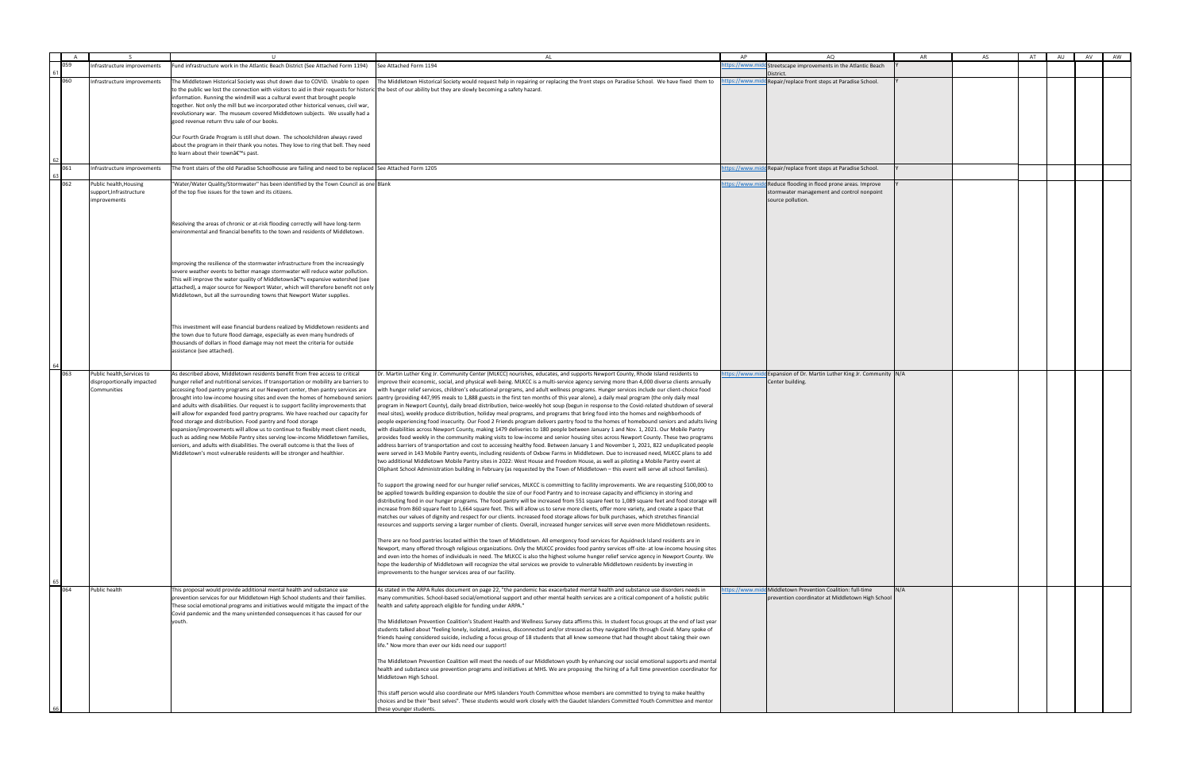| A | S | U | AL | AP | AQ | AR | AS | AT | AU | AV | AW |
|---|---|---|---|---|---|---|---|---|---|---|---|
| 059 | Infrastructure improvements | Fund infrastructure work in the Atlantic Beach District (See Attached Form 1194) | See Attached Form 1194 | https://www.midd | Streetscape improvements in the Atlantic Beach District. | Y | | | | | |
| 060 | Infrastructure improvements | The Middletown Historical Society was shut down due to COVID. Unable to open to the public we lost the connection with visitors to aid in their requests for historic information. Running the windmill was a cultural event that brought people together. Not only the mill but we incorporated other historical venues, civil war, revolutionary war. The museum covered Middletown subjects. We usually had a good revenue return thru sale of our books.<br><br>Our Fourth Grade Program is still shut down. The schoolchildren always raved about the program in their thank you notes. They love to ring that bell. They need to learn about their townâ€™s past. | The Middletown Historical Society would request help in repairing or replacing the front steps on Paradise School. We have fixed them to the best of our ability but they are slowly becoming a safety hazard. | https://www.midd | Repair/replace front steps at Paradise School. | Y | | | | | |
| 061 | Infrastructure improvements | The front stairs of the old Paradise Schoolhouse are failing and need to be replaced | See Attached Form 1205 | https://www.midd | Repair/replace front steps at Paradise School. | Y | | | | | |
| 062 | Public health,Housing support,Infrastructure improvements | "Water/Water Quality/Stormwater" has been identified by the Town Council as one of the top five issues for the town and its citizens.<br><br>Resolving the areas of chronic or at-risk flooding correctly will have long-term environmental and financial benefits to the town and residents of Middletown.<br><br>Improving the resilience of the stormwater infrastructure from the increasingly severe weather events to better manage stormwater will reduce water pollution. This will improve the water quality of Middletownâ€™s expansive watershed (see attached), a major source for Newport Water, which will therefore benefit not only Middletown, but all the surrounding towns that Newport Water supplies.<br><br>This investment will ease financial burdens realized by Middletown residents and the town due to future flood damage, especially as even many hundreds of thousands of dollars in flood damage may not meet the criteria for outside assistance (see attached). | Blank | https://www.midd | Reduce flooding in flood prone areas. Improve stormwater management and control nonpoint source pollution. | Y | | | | | |
| 063 | Public health,Services to disproportionally impacted Communities | As described above, Middletown residents benefit from free access to critical hunger relief and nutritional services. If transportation or mobility are barriers to accessing food pantry programs at our Newport center, then pantry services are brought into low-income housing sites and even the homes of homebound seniors and adults with disabilities. Our request is to support facility improvements that will allow for expanded food pantry programs. We have reached our capacity for food storage and distribution. Food pantry and food storage expansion/improvements will allow us to continue to flexibly meet client needs, such as adding new Mobile Pantry sites serving low-income Middletown families, seniors, and adults with disabilities. The overall outcome is that the lives of Middletown's most vulnerable residents will be stronger and healthier. | Dr. Martin Luther King Jr. Community Center (MLKCC) nourishes, educates, and supports Newport County, Rhode Island residents to improve their economic, social, and physical well-being. MLKCC is a multi-service agency serving more than 4,000 diverse clients annually with hunger relief services, children's educational programs, and adult wellness programs. Hunger services include our client-choice food pantry (providing 447,995 meals to 1,888 guests in the first ten months of this year alone), a daily meal program (the only daily meal program in Newport County), daily bread distribution, twice-weekly hot soup (begun in response to the Covid-related shutdown of several meal sites), weekly produce distribution, holiday meal programs, and programs that bring food into the homes and neighborhoods of people experiencing food insecurity. Our Food 2 Friends program delivers pantry food to the homes of homebound seniors and adults living with disabilities across Newport County, making 1479 deliveries to 180 people between January 1 and Nov. 1, 2021. Our Mobile Pantry provides food weekly in the community making visits to low-income and senior housing sites across Newport County. These two programs address barriers of transportation and cost to accessing healthy food. Between January 1 and November 1, 2021, 822 unduplicated people were served in 143 Mobile Pantry events, including residents of Oxbow Farms in Middletown. Due to increased need, MLKCC plans to add two additional Middletown Mobile Pantry sites in 2022: West House and Freedom House, as well as piloting a Mobile Pantry event at Oliphant School Administration building in February (as requested by the Town of Middletown – this event will serve all school families).<br><br>To support the growing need for our hunger relief services, MLKCC is committing to facility improvements. We are requesting $100,000 to be applied towards building expansion to double the size of our Food Pantry and to increase capacity and efficiency in storing and distributing food in our hunger programs. The food pantry will be increased from 551 square feet to 1,089 square feet and food storage will increase from 860 square feet to 1,664 square feet. This will allow us to serve more clients, offer more variety, and create a space that matches our values of dignity and respect for our clients. Increased food storage allows for bulk purchases, which stretches financial resources and supports serving a larger number of clients. Overall, increased hunger services will serve even more Middletown residents.<br><br>There are no food pantries located within the town of Middletown. All emergency food services for Aquidneck Island residents are in Newport, many offered through religious organizations. Only the MLKCC provides food pantry services off-site- at low-income housing sites and even into the homes of individuals in need. The MLKCC is also the highest volume hunger relief service agency in Newport County. We hope the leadership of Middletown will recognize the vital services we provide to vulnerable Middletown residents by investing in improvements to the hunger services area of our facility. | https://www.midd | Expansion of Dr. Martin Luther King Jr. Community Center building. | N/A | | | | | |
| 064 | Public health | This proposal would provide additional mental health and substance use prevention services for our Middletown High School students and their families. These social emotional programs and initiatives would mitigate the impact of the Covid pandemic and the many unintended consequences it has caused for our youth. | As stated in the ARPA Rules document on page 22, "the pandemic has exacerbated mental health and substance use disorders needs in many communities. School-based social/emotional support and other mental health services are a critical component of a holistic public health and safety approach eligible for funding under ARPA."<br><br>The Middletown Prevention Coalition's Student Health and Wellness Survey data affirms this. In student focus groups at the end of last year students talked about "feeling lonely, isolated, anxious, disconnected and/or stressed as they navigated life through Covid. Many spoke of friends having considered suicide, including a focus group of 18 students that all knew someone that had thought about taking their own life." Now more than ever our kids need our support!<br><br>The Middletown Prevention Coalition will meet the needs of our Middletown youth by enhancing our social emotional supports and mental health and substance use prevention programs and initiatives at MHS. We are proposing the hiring of a full time prevention coordinator for Middletown High School.<br><br>This staff person would also coordinate our MHS Islanders Youth Committee whose members are committed to trying to make healthy choices and be their "best selves". These students would work closely with the Gaudet Islanders Committed Youth Committee and mentor these younger students. | https://www.midd | Middletown Prevention Coalition: full-time prevention coordinator at Middletown High School | N/A | | | | | |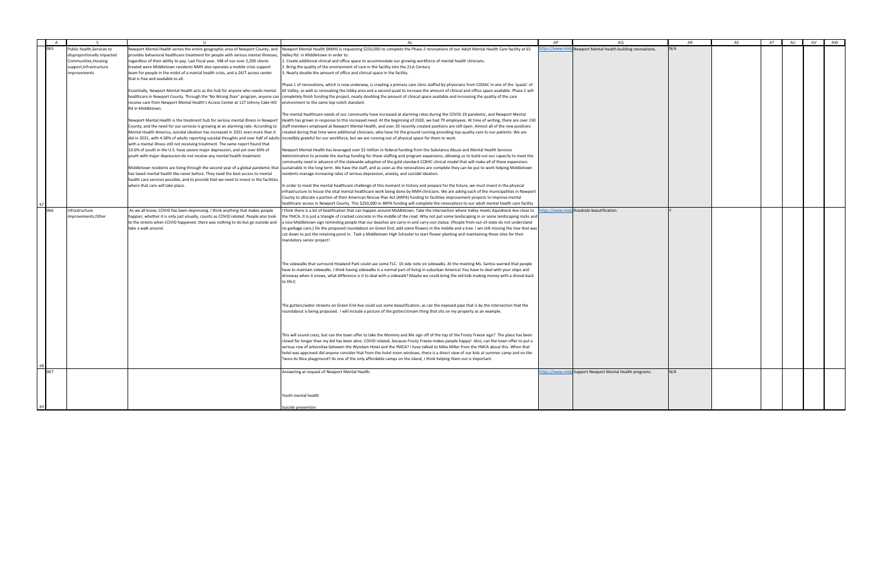| A | S | U | AL | AP | AQ | AR | AS | AT | AU | AV | AW |
|---|---|---|---|---|---|---|---|---|---|---|---|
| 065 | Public health,Services to disproportionally impacted Communities,Housing support,Infrastructure improvements | Newport Mental Health serves the entire geographic area of Newport County, and provides behavioral healthcare treatment for people with serious mental illnesses, regardless of their ability to pay. Last fiscal year, 548 of our over 2,200 clients treated were Middletown residents NMH also operates a mobile crisis support team for people in the midst of a mental health crisis, and a 24/7 access center that is free and available to all.<br><br>Essentially, Newport Mental Health acts as the hub for anyone who needs mental healthcare in Newport County. Through the 'No Wrong Door' program, anyone can receive care from Newport Mental Health's Access Center at 127 Johnny Cake Hill Rd in Middletown.<br><br>Newport Mental Health is the treatment hub for serious mental illness in Newport County, and the need for our services is growing at an alarming rate. According to Mental Health America, suicidal ideation has increased in 2021 even more than it did in 2021, with 4.58% of adults reporting suicidal thoughts and over half of adults with a mental illness still not receiving treatment. The same report found that 10.6% of youth in the U.S. have severe major depression, and yet over 60% of youth with major depression do not receive any mental health treatment.<br><br>Middletown residents are living through the second year of a global pandemic that has taxed mental health like never before. They need the best access to mental health care services possible, and to provide that we need to invest in the facilities where that care will take place. | Newport Mental Health (NMH) is requesting $250,000 to complete the Phase 2 renovations of our Adult Mental Health Care facility at 65 Valley Rd. in Middletown in order to:<br>1. Create additional clinical and office space to accommodate our growing workforce of mental health clinicians.<br>2. Bring the quality of the environment of care in the facility into the 21st Century<br>3. Nearly double the amount of office and clinical space in the facility.<br><br>Phase 1 of renovations, which is now underway, is creating a primary care clinic staffed by physicians from CODAC in one of the 'quads' of 65 Valley, as well as renovating the lobby area and a second quad to increase the amount of clinical and office space available. Phase 2 will completely finish funding the project, nearly doubling the amount of clinical space available and increasing the quality of the care environment to the same top-notch standard.<br><br>The mental healthcare needs of our community have increased at alarming rates during the COVID-19 pandemic, and Newport Mental Health has grown in response to this increased need. At the beginning of 2020, we had 79 employees. At time of writing, there are over 150 staff members employed at Newport Mental Health, and over 20 recently created positions are still open. Almost all of the new positions created during that time were additional clinicians, who have hit the ground running providing top-quality care to our patients. We are incredibly grateful for our workforce, but we are running out of physical space for them to work.<br><br>Newport Mental Health has leveraged over $2 million in federal funding from the Substance Abuse and Mental Health Services Administration to provide the startup funding for these staffing and program expansions, allowing us to build out our capacity to meet the community need in advance of the statewide adoption of the gold standard CCBHC clinical model that will make all of these expansions sustainable in the long term. We have the staff, and as soon as the renovations are complete they can be put to work helping Middletown residents manage increasing rates of serious depression, anxiety, and suicidal ideation.<br><br>In order to meet the mental healthcare challenge of this moment in history and prepare for the future, we must invest in the physical infrastructure to house the vital mental healthcare work being done by NMH clinicians. We are asking each of the municipalities in Newport County to allocate a portion of their American Rescue Plan Act (ARPA) funding to facilities improvement projects to improve mental healthcare access in Newport County. This $250,000 in ARPA funding will complete the renovations to our adult mental health care facility | https://www.midd | Newport Mental Health building renovations. | N/A | | | | | |
| 066 | Infrastructure improvements,Other | As we all know, COVID has been depressing. I think anything that makes people happier, whether it is only just visually, counts as COVID related. People also took to the streets when COVID happened. there was nothing to do but go outside and take a walk around. | I think there is a lot of beatification that can happen around Middletown. Take the intersection where Valley meets Aquidneck Ave close to the YMCA. It is just a triangle of cracked concrete in the middle of the road. Why not put some landscaping in or some landscaping rocks and a nice Middletown sign reminding people that our beaches are carry-in and carry-out statue. (People from out-of-state do not understand no garbage cans.) On the proposed roundabout on Green End, add some flowers in the middle and a tree. I am still missing the tree that was cut down to put the retaining pond in. Task a Middletown High Schooler to start flower planting and maintaining these sites for their mandatory senior project!<br><br>The sidewalks that surround Howland Park could use some TLC. (A side note on sidewalks. At the meeting Ms. Santos warned that people have to maintain sidewalks. I think having sidewalks is a normal part of living in suburban America! You have to deal with your steps and driveway when it snows, what difference is it to deal with a sidewalk? Maybe we could bring the old kids making money with a shovel back to life!)<br><br>The gutters/water streams on Green End Ave could use some beautification, as can the exposed pipe that is by the intersection that the roundabout is being proposed. I will include a picture of the gutter/stream thing that sits on my property as an example.<br><br>This will sound crazy, but can the town offer to take the Mommy and Me sign off of the top of the Frosty Freeze sign? The place has been closed for longer than my kid has been alive. COVID related, because Frosty Freeze makes people happy! Also, can the town offer to put a serious row of arborvitae between the Wyndam Hotel and the YMCA? I have talked to Mike Miller from the YMCA about this. When that hotel was approved did anyone consider that from the hotel room windows, there is a direct view of our kids at summer camp and on the Twice As Nice playground? As one of the only affordable camps on the island, I think helping them out is important. | https://www.midd | Roadside beautification. | Y | | | | | |
| 067 | | | Answering at request of Newport Mental Health.<br><br>Youth mental health<br><br>Suicide prevention | https://www.midd | Support Newport Mental Health programs. | N/A | | | | | |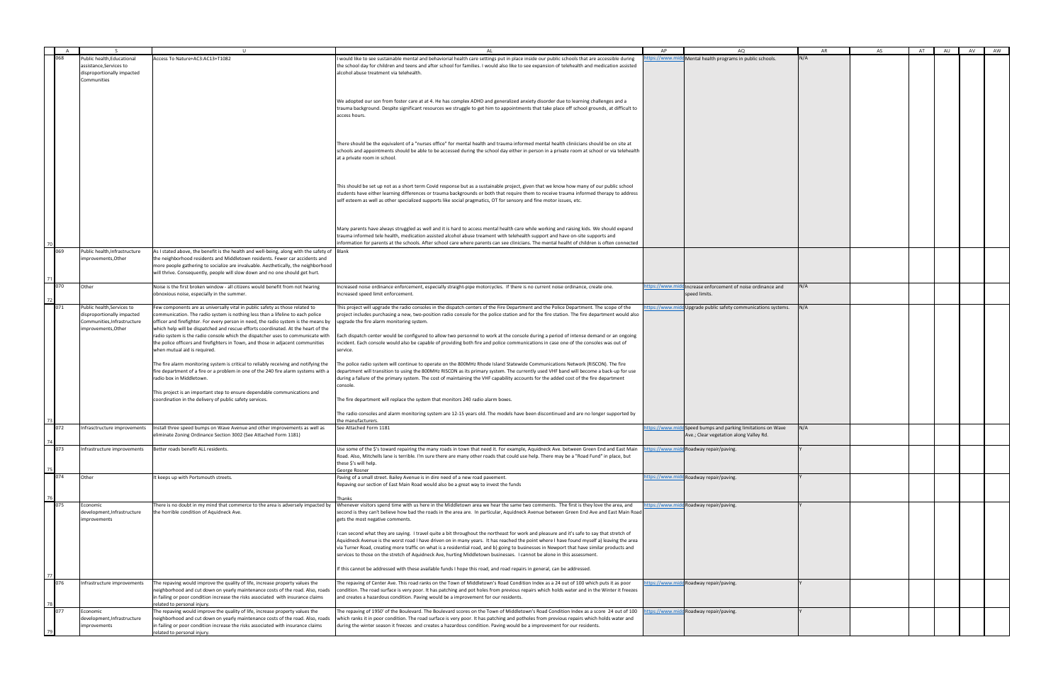| A | S | U | AL | AP | AQ | AR | AS | AT | AU | AV | AW |
|---|---|---|---|---|---|---|---|---|---|---|---|
| 068 | Public health,Educational assistance,Services to disproportionally impacted Communities | Access To Nature+AC3:AC13+T1082 | I would like to see sustainable mental and behaviorial health care settings put in place inside our public schools that are accessible during the school day for children and teens and after school for families. I would also like to see expansion of telehealth and medication assisted alcohol abuse treatment via telehealth.<br><br>We adopted our son from foster care at at 4. He has complex ADHD and generalized anxiety disorder due to learning challenges and a trauma background. Despite significant resources we struggle to get him to appointments that take place off school grounds, at difficult to access hours.<br><br>There should be the equivalent of a "nurses office" for mental health and trauma informed mental health cliniicians should be on site at schools and appointments should be able to be accessed during the school day either in person in a private room at school or via telehealth at a private room in school.<br><br>This should be set up not as a short term Covid response but as a sustainable project, given that we know how many of our public school students have either learning differences or trauma backgrounds or both that require them to receive trauma informed therapy to address self esteem as well as other specialized supports like social pragmatics, OT for sensory and fine motor issues, etc.<br><br>Many parents have always struggled as well and it is hard to access mental health care while working and raising kids. We should expand trauma informed tele health, medication assisted alcohol abuse treament with telehealth support and have on-site supports and information for parents at the schools. After school care where parents can see clinicians. The mental healht of children is often connected | https://www.midd | Mental health programs in public schools. | N/A | | | | | |
| 069 | Public health,Infrastructure improvements,Other | As I stated above, the benefit is the health and well-being, along with the safety of the neighborhood residents and Middletown residents. Fewer car accidents and more people gathering to socialize are invaluable. Aesthetically, the neighborhood will thrive. Consequently, people will slow down and no one should get hurt. | Blank | | | | | | | | |
| 070 | Other | Noise is the first broken window - all citizens would benefit from not hearing obnoxious noise, especially in the summer. | Increased noise ordinance enforcement, especially straight-pipe motorcycles. If there is no current noise ordinance, create one.<br>Increased speed limit enforcement. | https://www.midd | Increase enforcement of noise ordinance and speed limits. | N/A | | | | | |
| 071 | Public health,Services to disproportionally impacted Communities,Infrastructure improvements,Other | Few components are as universally vital in public safety as those related to communication. The radio system is nothing less than a lifeline to each police officer and firefighter. For every person in need, the radio system is the means by which help will be dispatched and rescue efforts coordinated. At the heart of the radio system is the radio console which the dispatcher uses to communicate with the police officers and firefighters in Town, and those in adjacent communities when mutual aid is required.<br><br>The fire alarm monitoring system is critical to reliably receiving and notifying the fire department of a fire or a problem in one of the 240 fire alarm systems with a radio box in Middletown.<br><br>This project is an important step to ensure dependable communications and coordination in the delivery of public safety services. | This project will upgrade the radio consoles in the dispatch centers of the Fire Department and the Police Department. The scope of the project includes purchasing a new, two-position radio console for the police station and for the fire station. The fire department would also upgrade the fire alarm monitoring system.<br><br>Each dispatch center would be configured to allow two personnel to work at the console during a period of intense demand or an ongoing incident. Each console would also be capable of providing both fire and police communications in case one of the consoles was out of service.<br><br>The police radio system will continue to operate on the 800MHz Rhode Island Statewide Communications Network (RISCON). The fire department will transition to using the 800MHz RISCON as its primary system. The currently used VHF band will become a back-up for use during a failure of the primary system. The cost of maintaining the VHF capability accounts for the added cost of the fire department console.<br><br>The fire department will replace the system that monitors 240 radio alarm boxes.<br><br>The radio consoles and alarm monitoring system are 12-15 years old. The models have been discontinued and are no longer supported by the manufacturers. | https://www.midd | Upgrade public safety communications systems. | N/A | | | | | |
| 072 | Infrastructure improvements | Install three speed bumps on Wave Avenue and other improvements as well as eliminate Zoning Ordinance Section 3002 (See Attached Form 1181) | See Attached Form 1181 | https://www.midd | Speed bumps and parking limitations on Wave Ave.; Clear vegetation along Valley Rd. | N/A | | | | | |
| 073 | Infrastructure improvements | Better roads benefit ALL residents. | Use some of the $'s toward repairing the many roads in town that need it. For example, Aquidneck Ave. between Green End and East Main Road. Also, Mitchells lane is terrible. I'm sure there are many other roads that could use help. There may be a "Road Fund" in place, but these $'s will help.<br>George Rosner | https://www.midd | Roadway repair/paving. | Y | | | | | |
| 074 | Other | It keeps up with Portsmouth streets. | Paving of a small street. Bailey Avenue is in dire need of a new road pavement.<br>Repaving our section of East Main Road would also be a great way to invest the funds<br><br>Thanks | https://www.midd | Roadway repair/paving. | Y | | | | | |
| 075 | Economic development,Infrastructure improvements | There is no doubt in my mind that commerce to the area is adversely impacted by the horrible condition of Aquidneck Ave. | Whenever visitors spend time with us here in the Middletown area we hear the same two comments. The first is they love the area, and second is they can't believe how bad the roads in the area are. In particular, Aquidneck Avenue between Green End Ave and East Main Road gets the most negative comments.<br><br>I can second what they are saying. I travel quite a bit throughout the northeast for work and pleasure and it's safe to say that stretch of Aquidneck Avenue is the worst road I have driven on in many years. It has reached the point where I have found myself a) leaving the area via Turner Road, creating more traffic on what is a residential road, and b) going to businesses in Newport that have similar products and services to those on the stretch of Aquidneck Ave, hurting Middletown businesses. I cannot be alone in this assessment.<br><br>If this cannot be addressed with these available funds I hope this road, and road repairs in general, can be addressed. | https://www.midd | Roadway repair/paving. | Y | | | | | |
| 076 | Infrastructure improvements | The repaving would improve the quality of life, increase property values the neighborhood and cut down on yearly maintenance costs of the road. Also, roads in failing or poor condition increase the risks associated with insurance claims related to personal injury. | The repaving of Center Ave. This road ranks on the Town of Middletown's Road Condition Index as a 24 out of 100 which puts it as poor condition. The road surface is very poor. It has patching and pot holes from previous repairs which hold water and in the Winter it freezes and creates a hazardous condition. Paving would be a improvement for our residents. | https://www.midd | Roadway repair/paving. | Y | | | | | |
| 077 | Economic development,Infrastructure improvements | The repaving would improve the quality of life, increase property values the neighborhood and cut down on yearly maintenance costs of the road. Also, roads in failing or poor condition increase the risks associated with insurance claims related to personal injury. | The repaving of 1950' of the Boulevard. The Boulevard scores on the Town of Middletown's Road Condition Index as a score 24 out of 100 which ranks it in poor condition. The road surface is very poor. It has patching and potholes from previous repairs which holds water and during the winter season it freezes and creates a hazardous condition. Paving would be a improvement for our residents. | https://www.midd | Roadway repair/paving. | Y | | | | | |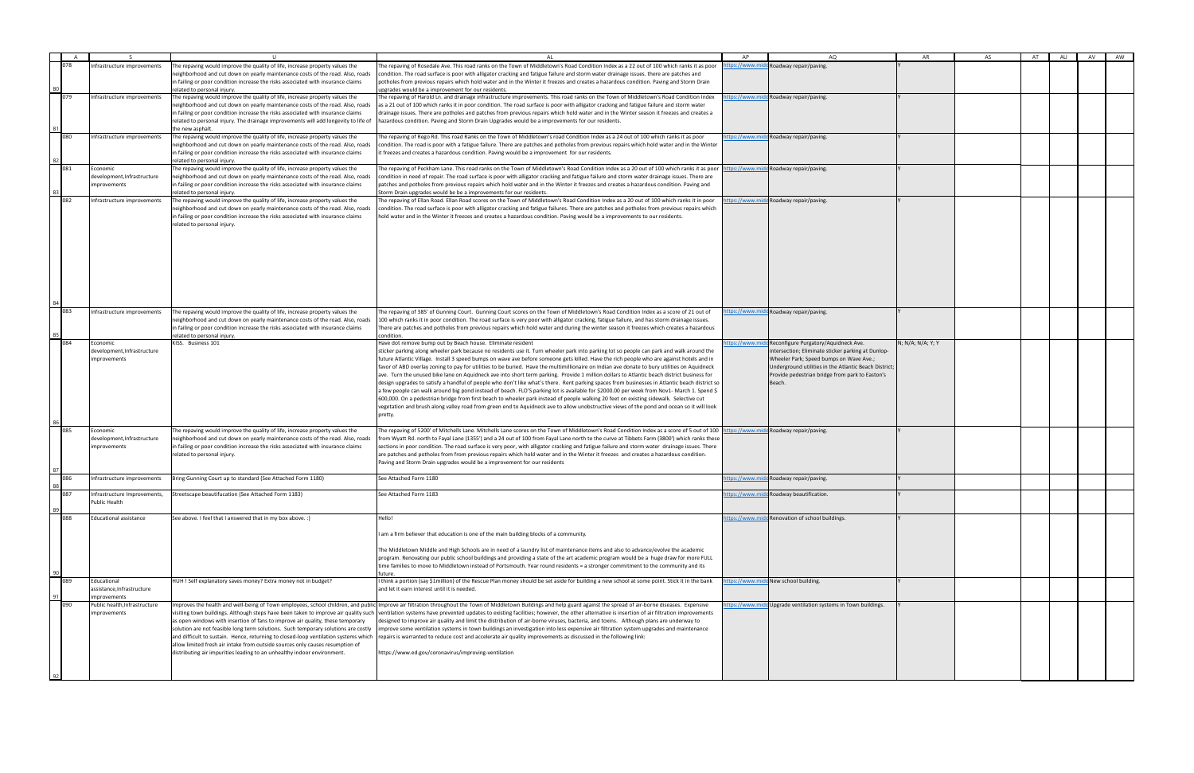| A | S | U | AL | AP | AQ | AR | AS | AT | AU | AV | AW |
|---|---|---|---|---|---|---|---|---|---|---|---|
| 078 | Infrastructure improvements | The repaving would improve the quality of life, increase property values the neighborhood and cut down on yearly maintenance costs of the road. Also, roads in failing or poor condition increase the risks associated with insurance claims related to personal injury. | The repaving of Rosedale Ave. This road ranks on the Town of Middletown's Road Condition Index as a 22 out of 100 which ranks it as poor condition. The road surface is poor with alligator cracking and fatigue failure and storm water drainage issues. there are patches and potholes from previous repairs which hold water and in the Winter it freezes and creates a hazardous condition. Paving and Storm Drain upgrades would be a improvement for our residents. | https://www.midd | Roadway repair/paving. | Y | | | | | |
| 079 | Infrastructure improvements | The repaving would improve the quality of life, increase property values the neighborhood and cut down on yearly maintenance costs of the road. Also, roads in failing or poor condition increase the risks associated with insurance claims related to personal injury. The drainage improvements will add longevity to life of the new asphalt. | The repaving of Harold Ln. and drainage infrastructure improvements. This road ranks on the Town of Middletown's Road Condition Index as a 21 out of 100 which ranks it in poor condition. The road surface is poor with alligator cracking and fatigue failure and storm water drainage issues. There are potholes and patches from previous repairs which hold water and in the Winter season it freezes and creates a hazardous condition. Paving and Storm Drain Upgrades would be a improvements for our residents. | https://www.midd | Roadway repair/paving. | Y | | | | | |
| 080 | Infrastructure improvements | The repaving would improve the quality of life, increase property values the neighborhood and cut down on yearly maintenance costs of the road. Also, roads in failing or poor condition increase the risks associated with insurance claims related to personal injury. | The repaving of Rego Rd. This road Ranks on the Town of Middletown's road Condition Index as a 24 out of 100 which ranks it as poor condition. The road is poor with a fatigue failure. There are patches and potholes from previous repairs which hold water and in the Winter it freezes and creates a hazardous condition. Paving would be a improvement for our residents. | https://www.midd | Roadway repair/paving. | Y | | | | | |
| 081 | Economic development,Infrastructure improvements | The repaving would improve the quality of life, increase property values the neighborhood and cut down on yearly maintenance costs of the road. Also, roads in failing or poor condition increase the risks associated with insurance claims related to personal injury. | The repaving of Peckham Lane. This road ranks on the Town of Middletown's Road Condition Index as a 20 out of 100 which ranks it as poor condition in need of repair. The road surface is poor with alligator cracking and fatigue failure and storm water drainage issues. There are patches and potholes from previous repairs which hold water and in the Winter it freezes and creates a hazardous condition. Paving and Storm Drain upgrades would be a improvements for our residents. | https://www.midd | Roadway repair/paving. | Y | | | | | |
| 082 | Infrastructure improvements | The repaving would improve the quality of life, increase property values the neighborhood and cut down on yearly maintenance costs of the road. Also, roads in failing or poor condition increase the risks associated with insurance claims related to personal injury. | The repaving of Ellan Road. Ellan Road scores on the Town of Middletown's Road Condition Index as a 20 out of 100 which ranks it in poor condition. The road surface is poor with alligator cracking and fatigue failures. There are patches and potholes from previous repairs which hold water and in the Winter it freezes and creates a hazardous condition. Paving would be a improvements to our residents. | https://www.midd | Roadway repair/paving. | Y | | | | | |
| 083 | Infrastructure improvements | The repaving would improve the quality of life, increase property values the neighborhood and cut down on yearly maintenance costs of the road. Also, roads in failing or poor condition increase the risks associated with insurance claims related to personal injury. | The repaving of 385' of Gunning Court. Gunning Court scores on the Town of Middletown's Road Condition Index as a score of 21 out of 100 which ranks it in poor condition. The road surface is very poor with alligator cracking, fatigue failure, and has storm drainage issues. There are patches and potholes from previous repairs which hold water and during the winter season it freezes which creates a hazardous condition. | https://www.midd | Roadway repair/paving. | Y | | | | | |
| 084 | Economic development,Infrastructure improvements | KISS. Business 101 | Have dot remove bump out by Beach house. Eliminate resident sticker parking along wheeler park because no residents use it. Turn wheeler park into parking lot so people can park and walk around the future Atlantic Village. Install 3 speed bumps on wave ave before someone gets killed. Have the rich people who are against hotels and in favor of ABD overlay zoning to pay for utilities to be buried. Have the multimillionaire on Indian ave donate to bury utilities on Aquidneck ave. Turn the unused bike lane on Aquidneck ave into short term parking. Provide 1 million dollars to Atlantic beach district business for design upgrades to satisfy a handful of people who don't like what's there. Rent parking spaces from businesses in Atlantic beach district so a few people can walk around big pond instead of beach. FLO'S parking lot is available for $2000.00 per week from Nov1- March 1. Spend $ 600,000. On a pedestrian bridge from first beach to wheeler park instead of people walking 20 feet on existing sidewalk. Selective cut vegetation and brush along valley road from green end to Aquidneck ave to allow unobstructive views of the pond and ocean so it will look pretty. | https://www.midd | Reconfigure Purgatory/Aquidneck Ave. intersection; Eliminate sticker parking at Dunlop-Wheeler Park; Speed bumps on Wave Ave.; Underground utilities in the Atlantic Beach District; Provide pedestrian bridge from park to Easton's Beach. | N; N/A; N/A; Y; Y | | | | | |
| 085 | Economic development,Infrastructure improvements | The repaving would improve the quality of life, increase property values the neighborhood and cut down on yearly maintenance costs of the road. Also, roads in failing or poor condition increase the risks associated with insurance claims related to personal injury. | The repaving of 5200' of Mitchells Lane. Mitchells Lane scores on the Town of Middletown's Road Condition Index as a score of 5 out of 100 from Wyatt Rd. north to Fayal Lane (1355') and a 24 out of 100 from Fayal Lane north to the curve at Tibbets Farm (3800') which ranks these sections in poor condition. The road surface is very poor, with alligator cracking and fatigue failure and storm water drainage issues. There are patches and potholes from previous repairs which hold water and in the Winter it freezes and creates a hazardous condition. Paving and Storm Drain upgrades would be a improvement for our residents | https://www.midd | Roadway repair/paving. | Y | | | | | |
| 086 | Infrastructure improvements | Bring Gunning Court up to standard (See Attached Form 1180) | See Attached Form 1180 | https://www.midd | Roadway repair/paving. | Y | | | | | |
| 087 | Infrastructure Improvements, Public Health | Streetscape beautifucation (See Attached Form 1183) | See Attached Form 1183 | https://www.midd | Roadway beautification. | Y | | | | | |
| 088 | Educational assistance | See above. I feel that I answered that in my box above. :) | Hello!<br><br>I am a firm believer that education is one of the main building blocks of a community.<br><br>The Middletown Middle and High Schools are in need of a laundry list of maintenance items and also to advance/evolve the academic program. Renovating our public school buildings and providing a state of the art academic program would be a huge draw for more FULL time families to move to Middletown instead of Portsmouth. Year round residents = a stronger commitment to the community and its future. | https://www.midd | Renovation of school buildings. | Y | | | | | |
| 089 | Educational assistance,Infrastructure improvements | HUH ! Self explanatory saves money? Extra money not in budget? | I think a portion (say $1million) of the Rescue Plan money should be set aside for building a new school at some point. Stick it in the bank and let it earn interest until it is needed. | https://www.midd | New school building. | Y | | | | | |
| 090 | Public health,Infrastructure improvements | Improves the health and well-being of Town employees, school children, and public visiting town buildings. Although steps have been taken to improve air quality such as open windows with insertion of fans to improve air quality, these temporary solution are not feasible long term solutions. Such temporary solutions are costly and difficult to sustain. Hence, returning to closed-loop ventilation systems which allow limited fresh air intake from outside sources only causes resumption of distributing air impurities leading to an unhealthy indoor environment. | Improve air filtration throughout the Town of Middletown Buildings and help guard against the spread of air-borne diseases. Expensive ventilation systems have prevented updates to existing facilities; however, the other alternative is insertion of air filtration improvements designed to improve air quality and limit the distribution of air-borne viruses, bacteria, and toxins. Although plans are underway to improve some ventilation systems in town buildings an investigation into less expensive air filtration system upgrades and maintenance repairs is warranted to reduce cost and accelerate air quality improvements as discussed in the following link:<br><br>https://www.ed.gov/coronavirus/improving-ventilation | https://www.midd | Upgrade ventilation systems in Town buildings. | Y | | | | | |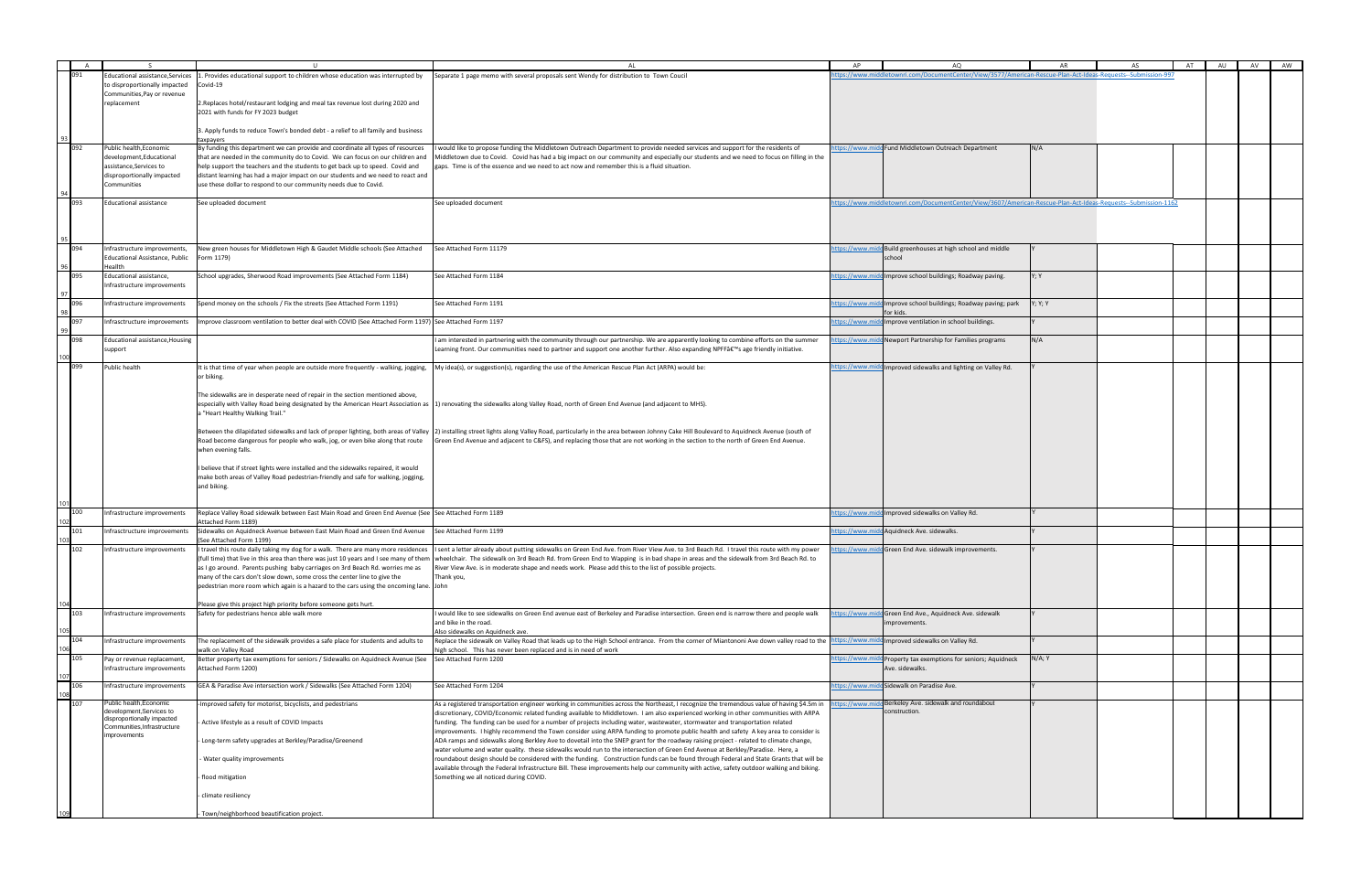| A | S | U | AL | AP | AQ | AR | AS | AT | AU | AV | AW |
|---|---|---|---|---|---|---|---|---|---|---|---|
| 091 | Educational assistance,Services to disproportionally impacted Communities,Pay or revenue replacement | 1. Provides educational support to children whose education was interrupted by Covid-19<br><br>2.Replaces hotel/restaurant lodging and meal tax revenue lost during 2020 and 2021 with funds for FY 2023 budget<br><br>3. Apply funds to reduce Town's bonded debt - a relief to all family and business taxpayers | Separate 1 page memo with several proposals sent Wendy for distribution to Town Council | https://www.middletownri.com/DocumentCenter/View/3577/American-Rescue-Plan-Act-Ideas-Requests--Submission-997 | | | | | | | |
| 092 | Public health,Economic development,Educational assistance,Services to disproportionally impacted Communities | By funding this department we can provide and coordinate all types of resources that are needed in the community do to Covid. We can focus on our children and help support the teachers and the students to get back up to speed. Covid and distant learning has had a major impact on our students and we need to react and use these dollar to respond to our community needs due to Covid. | I would like to propose funding the Middletown Outreach Department to provide needed services and support for the residents of Middletown due to Covid. Covid has had a big impact on our community and especially our students and we need to focus on filling in the gaps. Time is of the essence and we need to act now and remember this is a fluid situation. | https://www.midd | Fund Middletown Outreach Department | N/A | | | | | |
| 093 | Educational assistance | See uploaded document | See uploaded document | https://www.middletownri.com/DocumentCenter/View/3607/American-Rescue-Plan-Act-Ideas-Requests--Submission-1162 | | | | | | | |
| 094 | Infrastructure improvements, Educational Assistance, Public Heallth | New green houses for Middletown High & Gaudet Middle schools (See Attached Form 1179) | See Attached Form 11179 | https://www.midd | Build greenhouses at high school and middle school | Y | | | | | |
| 095 | Educational assistance, Infrastructure improvements | School upgrades, Sherwood Road improvements (See Attached Form 1184) | See Attached Form 1184 | https://www.midd | Improve school buildings; Roadway paving. | Y; Y | | | | | |
| 096 | Infrastructure improvements | Spend money on the schools / Fix the streets (See Attached Form 1191) | See Attached Form 1191 | https://www.midd | Improve school buildings; Roadway paving; park for kids. | Y; Y; Y | | | | | |
| 097 | Infrascructure improvements | Improve classroom ventilation to better deal with COVID (See Attached Form 1197) | See Attached Form 1197 | https://www.midd | Improve ventilation in school buildings. | Y | | | | | |
| 098 | Educational assistance,Housing support | | I am interested in partnering with the community through our partnership. We are apparently looking to combine efforts on the summer Learning front. Our communities need to partner and support one another further. Also expanding NPFFâ€™s age friendly initiative. | https://www.midd | Newport Partnership for Families programs | N/A | | | | | |
| 099 | Public health | It is that time of year when people are outside more frequently - walking, jogging, or biking.<br><br>The sidewalks are in desperate need of repair in the section mentioned above, especially with Valley Road being designated by the American Heart Association as a "Heart Healthy Walking Trail."<br><br>Between the dilapidated sidewalks and lack of proper lighting, both areas of Valley Road become dangerous for people who walk, jog, or even bike along that route when evening falls.<br><br>I believe that if street lights were installed and the sidewalks repaired, it would make both areas of Valley Road pedestrian-friendly and safe for walking, jogging, and biking. | My idea(s), or suggestion(s), regarding the use of the American Rescue Plan Act (ARPA) would be:<br><br>1) renovating the sidewalks along Valley Road, north of Green End Avenue (and adjacent to MHS).<br><br>2) installing street lights along Valley Road, particularly in the area between Johnny Cake Hill Boulevard to Aquidneck Avenue (south of Green End Avenue and adjacent to C&FS), and replacing those that are not working in the section to the north of Green End Avenue. | https://www.midd | Improved sidewalks and lighting on Valley Rd. | Y | | | | | |
| 100 | Infrastructure improvements | Replace Valley Road sidewalk between East Main Road and Green End Avenue (See Attached Form 1189) | See Attached Form 1189 | https://www.midd | Improved sidewalks on Valley Rd. | Y | | | | | |
| 101 | Infrastructure improvements | Sidewalks on Aquidneck Avenue between East Main Road and Green End Avenue (See Attached Form 1199) | See Attached Form 1199 | https://www.midd | Aquidneck Ave. sidewalks. | Y | | | | | |
| 102 | Infrastructure improvements | I travel this route daily taking my dog for a walk. There are many more residences (full time) that live in this area than there was just 10 years and I see many of them as I go around. Parents pushing baby carriages on 3rd Beach Rd. worries me as many of the cars don't slow down, some cross the center line to give the pedestrian more room which again is a hazard to the cars using the oncoming lane.<br><br>Please give this project high priority before someone gets hurt. | I sent a letter already about putting sidewalks on Green End Ave. from River View Ave. to 3rd Beach Rd. I travel this route with my power wheelchair. The sidewalk on 3rd Beach Rd. from Green End to Wapping is in bad shape in areas and the sidewalk from 3rd Beach Rd. to River View Ave. is in moderate shape and needs work. Please add this to the list of possible projects.<br>Thank you,<br>John | https://www.midd | Green End Ave. sidewalk improvements. | Y | | | | | |
| 103 | Infrastructure improvements | Safety for pedestrians hence able walk more | I would like to see sidewalks on Green End avenue east of Berkeley and Paradise intersection. Green end is narrow there and people walk and bike in the road.<br>Also sidewalks on Aquidneck ave. | https://www.midd | Green End Ave., Aquidneck Ave. sidewalk improvements. | Y | | | | | |
| 104 | Infrastructure improvements | The replacement of the sidewalk provides a safe place for students and adults to walk on Valley Road | Replace the sidewalk on Valley Road that leads up to the High School entrance. From the corner of Miantononi Ave down valley road to the high school. This has never been replaced and is in need of work | https://www.midd | Improved sidewalks on Valley Rd. | Y | | | | | |
| 105 | Pay or revenue replacement, Infrastructure improvements | Better property tax exemptions for seniors / Sidewalks on Aquidneck Avenue (See Attached Form 1200) | See Attached Form 1200 | https://www.midd | Property tax exemptions for seniors; Aquidneck Ave. sidewalks. | N/A; Y | | | | | |
| 106 | Infrastructure improvements | GEA & Paradise Ave intersection work / Sidewalks (See Attached Form 1204) | See Attached Form 1204 | https://www.midd | Sidewalk on Paradise Ave. | Y | | | | | |
| 107 | Public health,Economic development,Services to disproportionally impacted Communities,Infrastructure improvements | -Improved safety for motorist, bicyclists, and pedestrians<br><br>- Active lifestyle as a result of COVID Impacts<br><br>- Long-term safety upgrades at Berkley/Paradise/Greenend<br><br>- Water quality improvements<br><br>- flood mitigation<br><br>- climate resiliency<br><br>- Town/neighborhood beautification project. | As a registered transportation engineer working in communities across the Northeast, I recognize the tremendous value of having $4.5m in discretionary, COVID/Economic related funding available to Middletown. I am also experienced working in other communities with ARPA funding. The funding can be used for a number of projects including water, wastewater, stormwater and transportation related improvements. I highly recommend the Town consider using ARPA funding to promote public health and safety A key area to consider is ADA ramps and sidewalks along Berkley Ave to dovetail into the SNEP grant for the roadway raising project - related to climate change, water volume and water quality. these sidewalks would run to the intersection of Green End Avenue at Berkeley/Paradise. Here, a roundabout design should be considered with the funding. Construction funds can be found through Federal and State Grants that will be available through the Federal Infrastructure Bill. These improvements help our community with active, safety outdoor walking and biking. Something we all noticed during COVID. | https://www.midd | Berkeley Ave. sidewalk and roundabout construction. | Y | | | | | |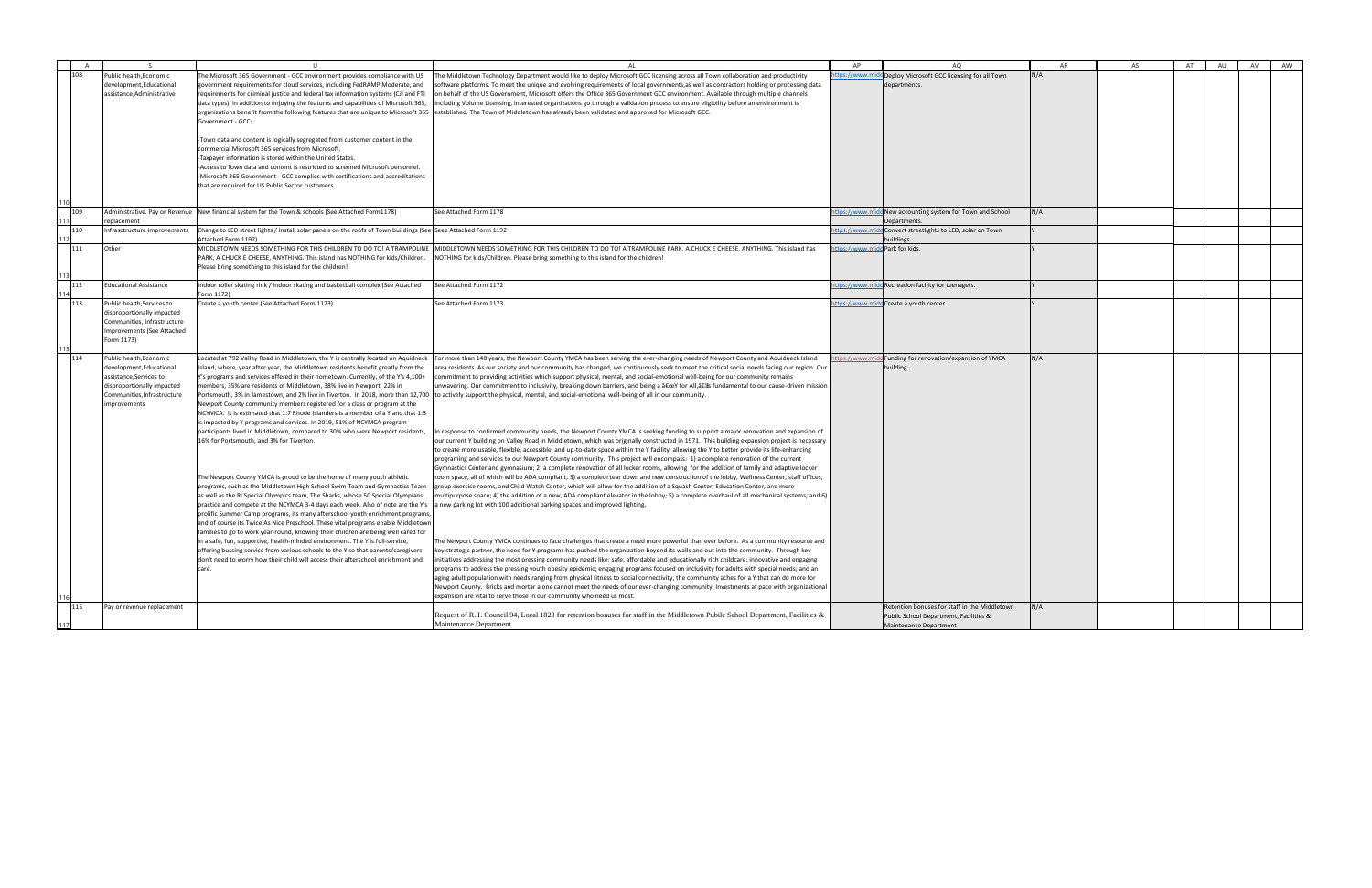| A | S | U | AL | AP | AQ | AR | AS | AT | AU | AV | AW |
|---|---|---|---|---|---|---|---|---|---|---|---|
| 108 | Public health,Economic development,Educational assistance,Administrative | The Microsoft 365 Government - GCC environment provides compliance with US government requirements for cloud services, including FedRAMP Moderate, and requirements for criminal justice and federal tax information systems (CJI and FTI data types). In addition to enjoying the features and capabilities of Microsoft 365, organizations benefit from the following features that are unique to Microsoft 365 Government - GCC:<br><br>-Town data and content is logically segregated from customer content in the commercial Microsoft 365 services from Microsoft.<br>-Taxpayer information is stored within the United States.<br>-Access to Town data and content is restricted to screened Microsoft personnel.<br>-Microsoft 365 Government - GCC complies with certifications and accreditations that are required for US Public Sector customers. | The Middletown Technology Department would like to deploy Microsoft GCC licensing across all Town collaboration and productivity software platforms. To meet the unique and evolving requirements of local governments,as well as contractors holding or processing data on behalf of the US Government, Microsoft offers the Office 365 Government GCC environment. Available through multiple channels including Volume Licensing, interested organizations go through a validation process to ensure eligibility before an environment is established. The Town of Middletown has already been validated and approved for Microsoft GCC. | https://www.midd | Deploy Microsoft GCC licensing for all Town departments. | N/A | | | | | |
| 109 | Administrative. Pay or Revenue replacement | New financial system for the Town & schools (See Attached Form1178) | See Attached Form 1178 | https://www.midd | New accounting system for Town and School Departments. | N/A | | | | | |
| 110 | Infrastructure improvements | Change to LED street lights / Install solar panels on the roofs of Town buildings (See Attached Form 1192) | Seee Attached Form 1192 | https://www.midd | Convert streetlights to LED, solar on Town buildings. | Y | | | | | |
| 111 | Other | MIDDLETOWN NEEDS SOMETHING FOR THIS CHILDREN TO DO TO! A TRAMPOLINE PARK, A CHUCK E CHEESE, ANYTHING. This island has NOTHING for kids/Children. Please bring something to this island for the children! | MIDDLETOWN NEEDS SOMETHING FOR THIS CHILDREN TO DO TO! A TRAMPOLINE PARK, A CHUCK E CHEESE, ANYTHING. This island has NOTHING for kids/Children. Please bring something to this island for the children! | https://www.midd | Park for kids. | Y | | | | | |
| 112 | Educational Assistance | Indoor roller skating rink / Indoor skating and basketball complex (See Attached Form 1172) | See Attached Form 1172 | https://www.midd | Recreation facility for teenagers. | Y | | | | | |
| 113 | Public health,Services to disproportionally impacted Communities, Infrastructure Improvements (See Attached Form 1173) | Create a youth center (See Attached Form 1173) | See Attached Form 1173 | https://www.midd | Create a youth center. | Y | | | | | |
| 114 | Public health,Economic development,Educational assistance,Services to disproportionally impacted Communities,Infrastructure improvements | Located at 792 Valley Road in Middletown, the Y is centrally located on Aquidneck Island, where, year after year, the Middletown residents benefit greatly from the Y's programs and services offered in their hometown. Currently, of the Y's 4,100+ members, 35% are residents of Middletown, 38% live in Newport, 22% in Portsmouth, 3% in Jamestown, and 2% live in Tiverton. In 2018, more than 12,700 Newport County community members registered for a class or program at the NCYMCA. It is estimated that 1:7 Rhode Islanders is a member of a Y and that 1:3 is impacted by Y programs and services. In 2019, 51% of NCYMCA program participants lived in Middletown, compared to 30% who were Newport residents, 16% for Portsmouth, and 3% for Tiverton.<br><br>The Newport County YMCA is proud to be the home of many youth athletic programs, such as the Middletown High School Swim Team and Gymnastics Team as well as the RI Special Olympics team, The Sharks, whose 50 Special Olympians practice and compete at the NCYMCA 3-4 days each week. Also of note are the Y's prolific Summer Camp programs, its many afterschool youth enrichment programs, and of course its Twice As Nice Preschool. These vital programs enable Middletown families to go to work year-round, knowing their children are being well cared for in a safe, fun, supportive, health-minded environment. The Y is full-service, offering bussing service from various schools to the Y so that parents/caregivers don't need to worry how their child will access their afterschool enrichment and care. | For more than 140 years, the Newport County YMCA has been serving the ever-changing needs of Newport County and Aquidneck Island area residents. As our society and our community has changed, we continuously seek to meet the critical social needs facing our region. Our commitment to providing activities which support physical, mental, and social-emotional well-being for our community remains unwavering. Our commitment to inclusivity, breaking down barriers, and being a â€œY for All,â€ is fundamental to our cause-driven mission to actively support the physical, mental, and social-emotional well-being of all in our community.<br><br>In response to confirmed community needs, the Newport County YMCA is seeking funding to support a major renovation and expansion of our current Y building on Valley Road in Middletown, which was originally constructed in 1971. This building expansion project is necessary to create more usable, flexible, accessible, and up-to-date space within the Y facility, allowing the Y to better provide its life-enhancing programing and services to our Newport County community. This project will encompass: 1) a complete renovation of the current Gymnastics Center and gymnasium; 2) a complete renovation of all locker rooms, allowing for the addition of family and adaptive locker room space, all of which will be ADA compliant; 3) a complete tear down and new construction of the lobby, Wellness Center, staff offices, group exercise rooms, and Child Watch Center, which will allow for the addition of a Squash Center, Education Center, and more multipurpose space; 4) the addition of a new, ADA compliant elevator in the lobby; 5) a complete overhaul of all mechanical systems; and 6) a new parking lot with 100 additional parking spaces and improved lighting.<br><br>The Newport County YMCA continues to face challenges that create a need more powerful than ever before. As a community resource and key strategic partner, the need for Y programs has pushed the organization beyond its walls and out into the community. Through key initiatives addressing the most pressing community needs like: safe, affordable and educationally rich childcare; innovative and engaging programs to address the pressing youth obesity epidemic; engaging programs focused on inclusivity for adults with special needs; and an aging adult population with needs ranging from physical fitness to social connectivity, the community aches for a Y that can do more for Newport County. Bricks and mortar alone cannot meet the needs of our ever-changing community. Investments at pace with organizational expansion are vital to serve those in our community who need us most. | https://www.midd | Funding for renovation/expansion of YMCA building. | N/A | | | | | |
| 115 | Pay or revenue replacement | | Request of R. I. Council 94, Local 1823 for retention bonuses for staff in the Middletown Pubilc School Department, Facilities & Maintenance Department | | Retention bonuses for staff in the Middletown Pubilc School Department, Facilities & Maintenance Department | N/A | | | | | |